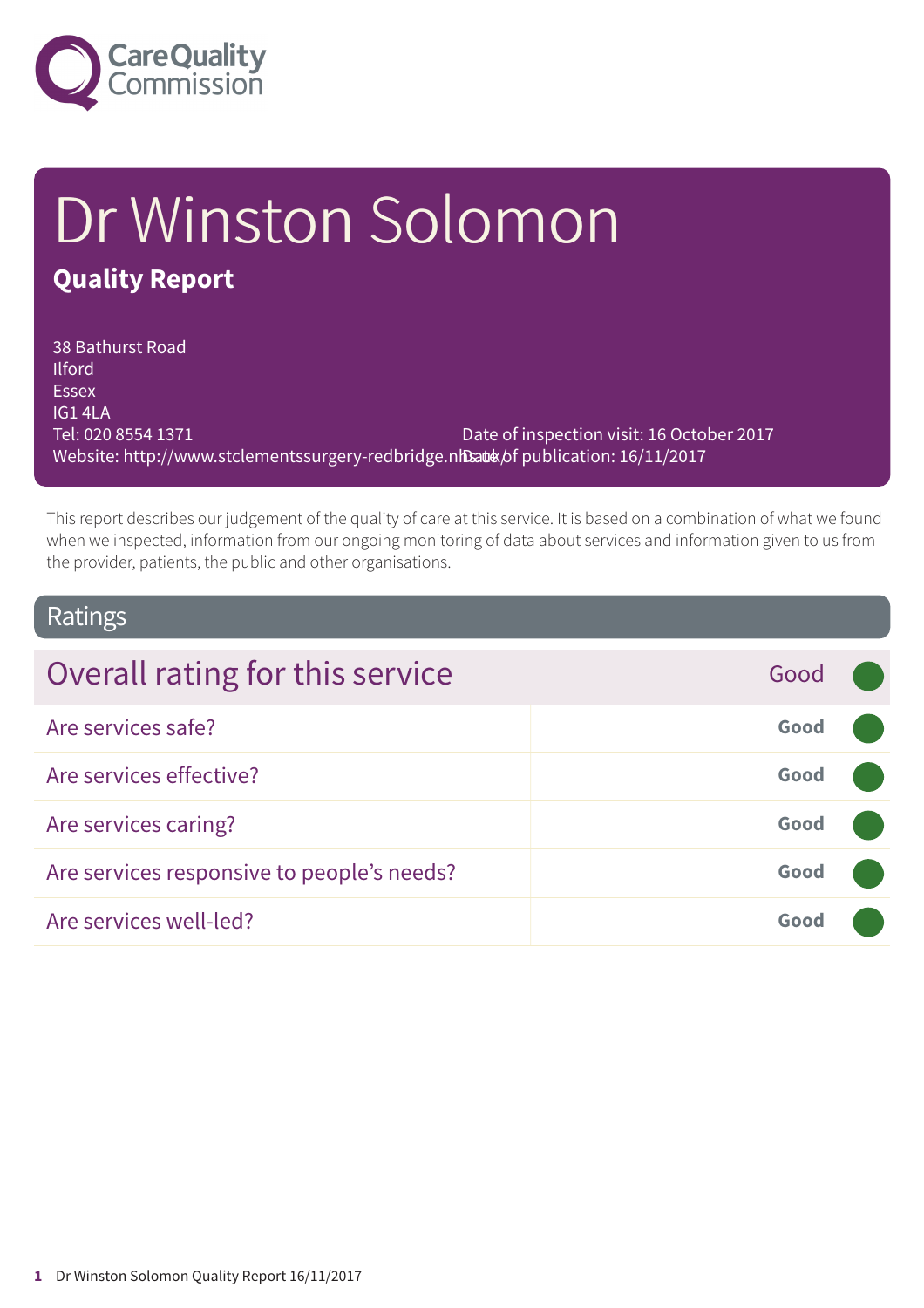# Dr Winston Solomon

## Quality Report

38 Bathurst Road
Ilford
Essex
IG1 4LA
Tel: 020 8554 1371
Website: http://www.stclementssurgery-redbridge.nhs.uk/

Date of inspection visit: 16 October 2017
Date of publication: 16/11/2017

This report describes our judgement of the quality of care at this service. It is based on a combination of what we found when we inspected, information from our ongoing monitoring of data about services and information given to us from the provider, patients, the public and other organisations.

## Ratings

| Overall rating for this service | Good |
|---|---|
| Are services safe? | Good |
| Are services effective? | Good |
| Are services caring? | Good |
| Are services responsive to people's needs? | Good |
| Are services well-led? | Good |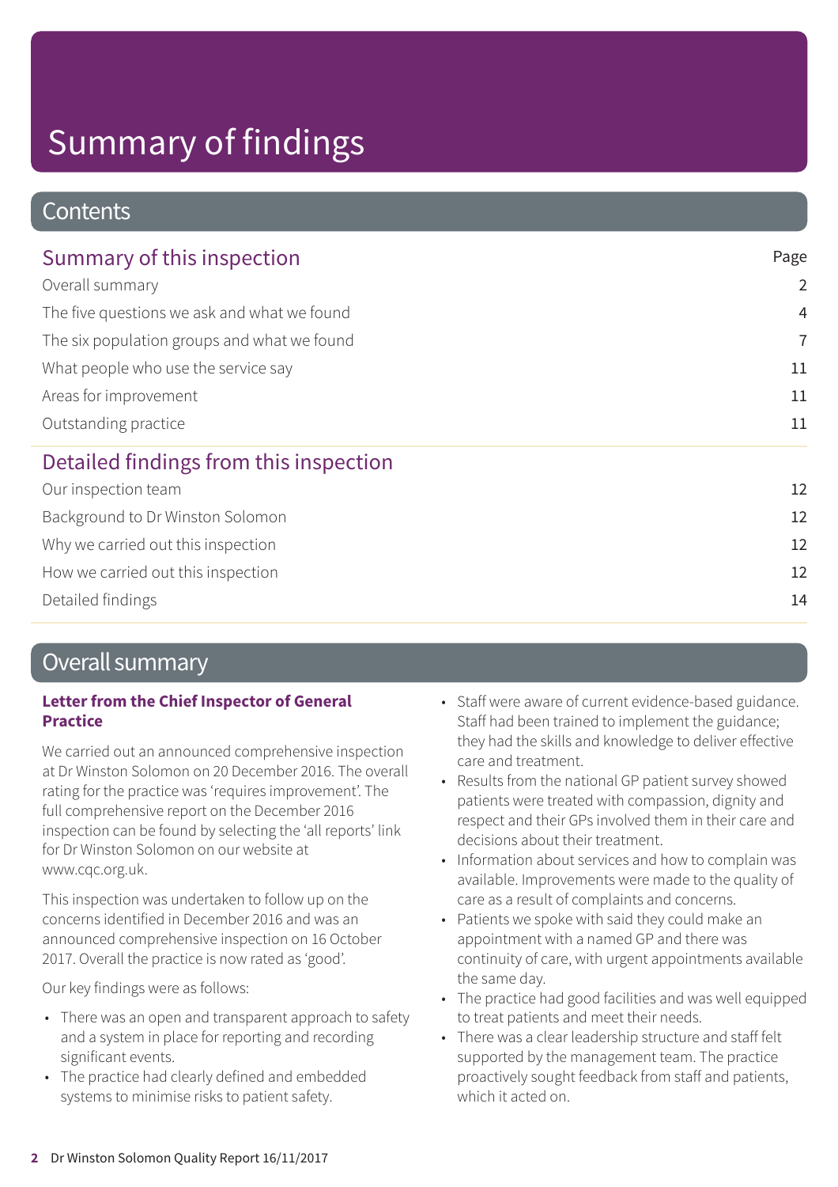# Summary of findings

## Contents

| Summary of this inspection | Page |
|---|---|
| Overall summary | 2 |
| The five questions we ask and what we found | 4 |
| The six population groups and what we found | 7 |
| What people who use the service say | 11 |
| Areas for improvement | 11 |
| Outstanding practice | 11 |

| Detailed findings from this inspection | |
|---|---|
| Our inspection team | 12 |
| Background to Dr Winston Solomon | 12 |
| Why we carried out this inspection | 12 |
| How we carried out this inspection | 12 |
| Detailed findings | 14 |

## Overall summary

### Letter from the Chief Inspector of General Practice

We carried out an announced comprehensive inspection at Dr Winston Solomon on 20 December 2016. The overall rating for the practice was 'requires improvement'. The full comprehensive report on the December 2016 inspection can be found by selecting the 'all reports' link for Dr Winston Solomon on our website at www.cqc.org.uk.

This inspection was undertaken to follow up on the concerns identified in December 2016 and was an announced comprehensive inspection on 16 October 2017. Overall the practice is now rated as 'good'.

Our key findings were as follows:

- There was an open and transparent approach to safety and a system in place for reporting and recording significant events.
- The practice had clearly defined and embedded systems to minimise risks to patient safety.
- Staff were aware of current evidence-based guidance. Staff had been trained to implement the guidance; they had the skills and knowledge to deliver effective care and treatment.
- Results from the national GP patient survey showed patients were treated with compassion, dignity and respect and their GPs involved them in their care and decisions about their treatment.
- Information about services and how to complain was available. Improvements were made to the quality of care as a result of complaints and concerns.
- Patients we spoke with said they could make an appointment with a named GP and there was continuity of care, with urgent appointments available the same day.
- The practice had good facilities and was well equipped to treat patients and meet their needs.
- There was a clear leadership structure and staff felt supported by the management team. The practice proactively sought feedback from staff and patients, which it acted on.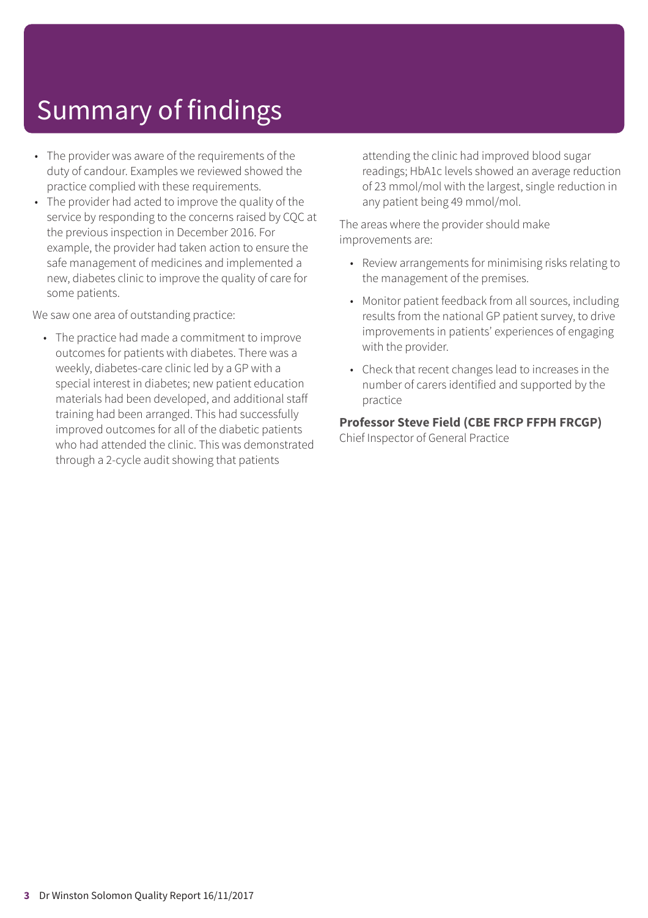# Summary of findings

- The provider was aware of the requirements of the duty of candour. Examples we reviewed showed the practice complied with these requirements.
- The provider had acted to improve the quality of the service by responding to the concerns raised by CQC at the previous inspection in December 2016. For example, the provider had taken action to ensure the safe management of medicines and implemented a new, diabetes clinic to improve the quality of care for some patients.

We saw one area of outstanding practice:

- The practice had made a commitment to improve outcomes for patients with diabetes. There was a weekly, diabetes-care clinic led by a GP with a special interest in diabetes; new patient education materials had been developed, and additional staff training had been arranged. This had successfully improved outcomes for all of the diabetic patients who had attended the clinic. This was demonstrated through a 2-cycle audit showing that patients attending the clinic had improved blood sugar readings; HbA1c levels showed an average reduction of 23 mmol/mol with the largest, single reduction in any patient being 49 mmol/mol.

The areas where the provider should make improvements are:

- Review arrangements for minimising risks relating to the management of the premises.
- Monitor patient feedback from all sources, including results from the national GP patient survey, to drive improvements in patients' experiences of engaging with the provider.
- Check that recent changes lead to increases in the number of carers identified and supported by the practice

**Professor Steve Field (CBE FRCP FFPH FRCGP)**
Chief Inspector of General Practice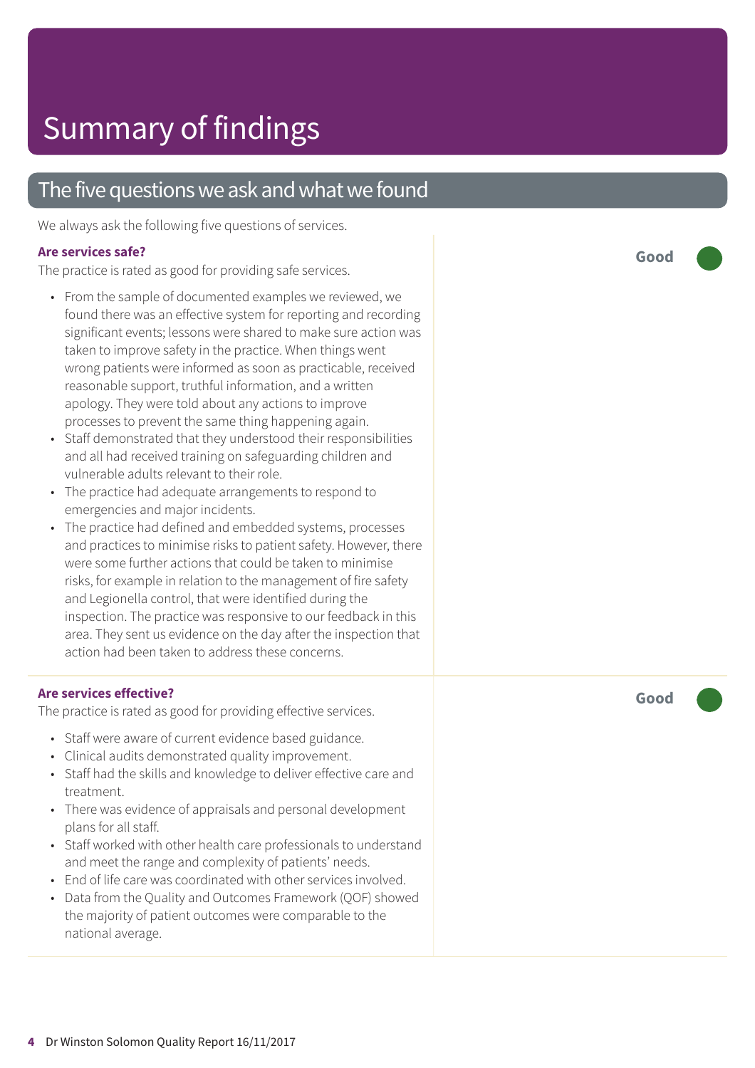# Summary of findings

## The five questions we ask and what we found

We always ask the following five questions of services.

### Are services safe?

**Good**

The practice is rated as good for providing safe services.

- From the sample of documented examples we reviewed, we found there was an effective system for reporting and recording significant events; lessons were shared to make sure action was taken to improve safety in the practice. When things went wrong patients were informed as soon as practicable, received reasonable support, truthful information, and a written apology. They were told about any actions to improve processes to prevent the same thing happening again.
- Staff demonstrated that they understood their responsibilities and all had received training on safeguarding children and vulnerable adults relevant to their role.
- The practice had adequate arrangements to respond to emergencies and major incidents.
- The practice had defined and embedded systems, processes and practices to minimise risks to patient safety. However, there were some further actions that could be taken to minimise risks, for example in relation to the management of fire safety and Legionella control, that were identified during the inspection. The practice was responsive to our feedback in this area. They sent us evidence on the day after the inspection that action had been taken to address these concerns.

### Are services effective?

**Good**

The practice is rated as good for providing effective services.

- Staff were aware of current evidence based guidance.
- Clinical audits demonstrated quality improvement.
- Staff had the skills and knowledge to deliver effective care and treatment.
- There was evidence of appraisals and personal development plans for all staff.
- Staff worked with other health care professionals to understand and meet the range and complexity of patients' needs.
- End of life care was coordinated with other services involved.
- Data from the Quality and Outcomes Framework (QOF) showed the majority of patient outcomes were comparable to the national average.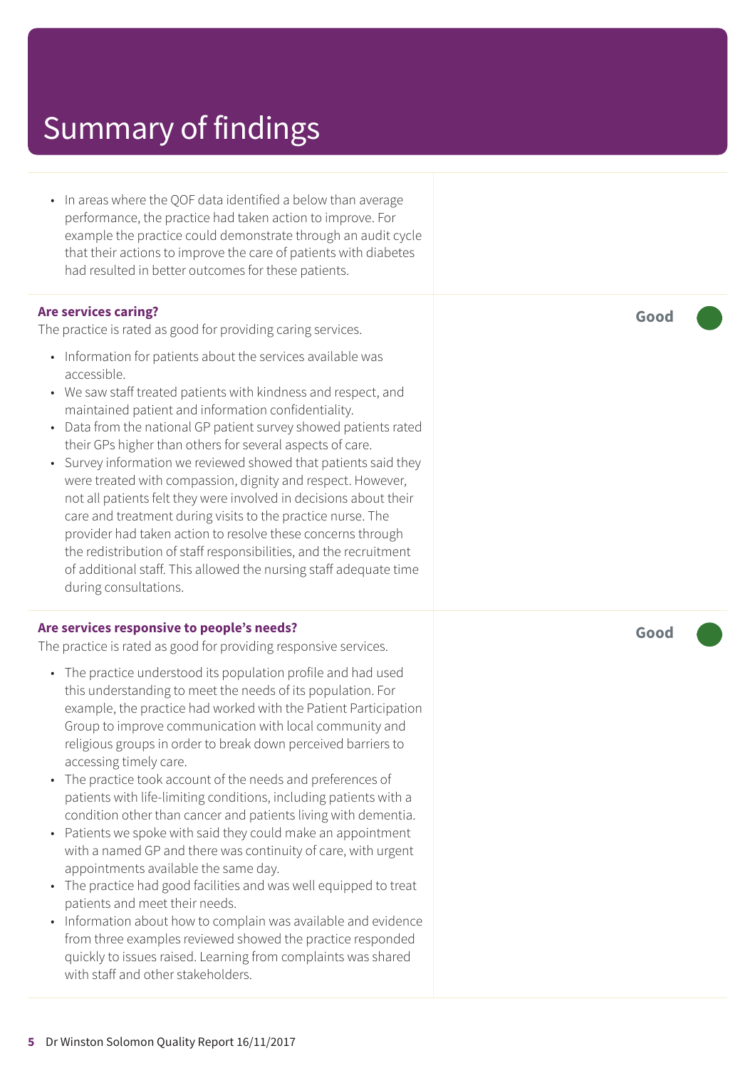# Summary of findings

- In areas where the QOF data identified a below than average performance, the practice had taken action to improve. For example the practice could demonstrate through an audit cycle that their actions to improve the care of patients with diabetes had resulted in better outcomes for these patients.

**Are services caring?** — **Good**

The practice is rated as good for providing caring services.

- Information for patients about the services available was accessible.
- We saw staff treated patients with kindness and respect, and maintained patient and information confidentiality.
- Data from the national GP patient survey showed patients rated their GPs higher than others for several aspects of care.
- Survey information we reviewed showed that patients said they were treated with compassion, dignity and respect. However, not all patients felt they were involved in decisions about their care and treatment during visits to the practice nurse. The provider had taken action to resolve these concerns through the redistribution of staff responsibilities, and the recruitment of additional staff. This allowed the nursing staff adequate time during consultations.

**Are services responsive to people's needs?** — **Good**

The practice is rated as good for providing responsive services.

- The practice understood its population profile and had used this understanding to meet the needs of its population. For example, the practice had worked with the Patient Participation Group to improve communication with local community and religious groups in order to break down perceived barriers to accessing timely care.
- The practice took account of the needs and preferences of patients with life-limiting conditions, including patients with a condition other than cancer and patients living with dementia.
- Patients we spoke with said they could make an appointment with a named GP and there was continuity of care, with urgent appointments available the same day.
- The practice had good facilities and was well equipped to treat patients and meet their needs.
- Information about how to complain was available and evidence from three examples reviewed showed the practice responded quickly to issues raised. Learning from complaints was shared with staff and other stakeholders.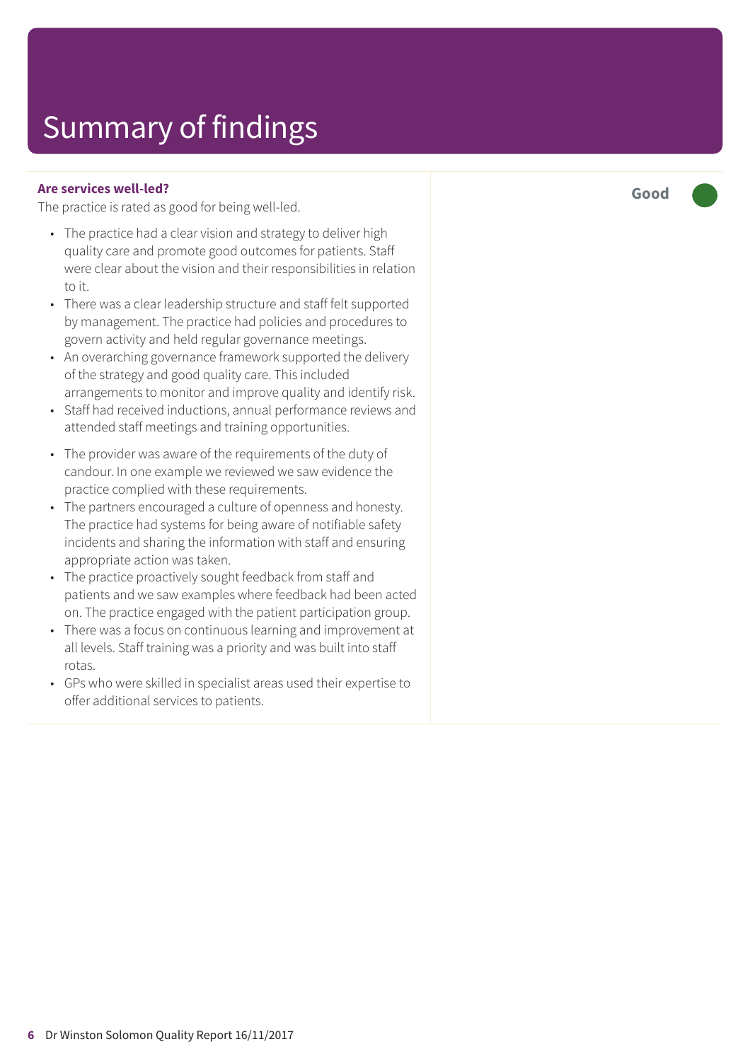# Summary of findings

**Are services well-led?**

**Good**

The practice is rated as good for being well-led.

- The practice had a clear vision and strategy to deliver high quality care and promote good outcomes for patients. Staff were clear about the vision and their responsibilities in relation to it.
- There was a clear leadership structure and staff felt supported by management. The practice had policies and procedures to govern activity and held regular governance meetings.
- An overarching governance framework supported the delivery of the strategy and good quality care. This included arrangements to monitor and improve quality and identify risk.
- Staff had received inductions, annual performance reviews and attended staff meetings and training opportunities.
- The provider was aware of the requirements of the duty of candour. In one example we reviewed we saw evidence the practice complied with these requirements.
- The partners encouraged a culture of openness and honesty. The practice had systems for being aware of notifiable safety incidents and sharing the information with staff and ensuring appropriate action was taken.
- The practice proactively sought feedback from staff and patients and we saw examples where feedback had been acted on. The practice engaged with the patient participation group.
- There was a focus on continuous learning and improvement at all levels. Staff training was a priority and was built into staff rotas.
- GPs who were skilled in specialist areas used their expertise to offer additional services to patients.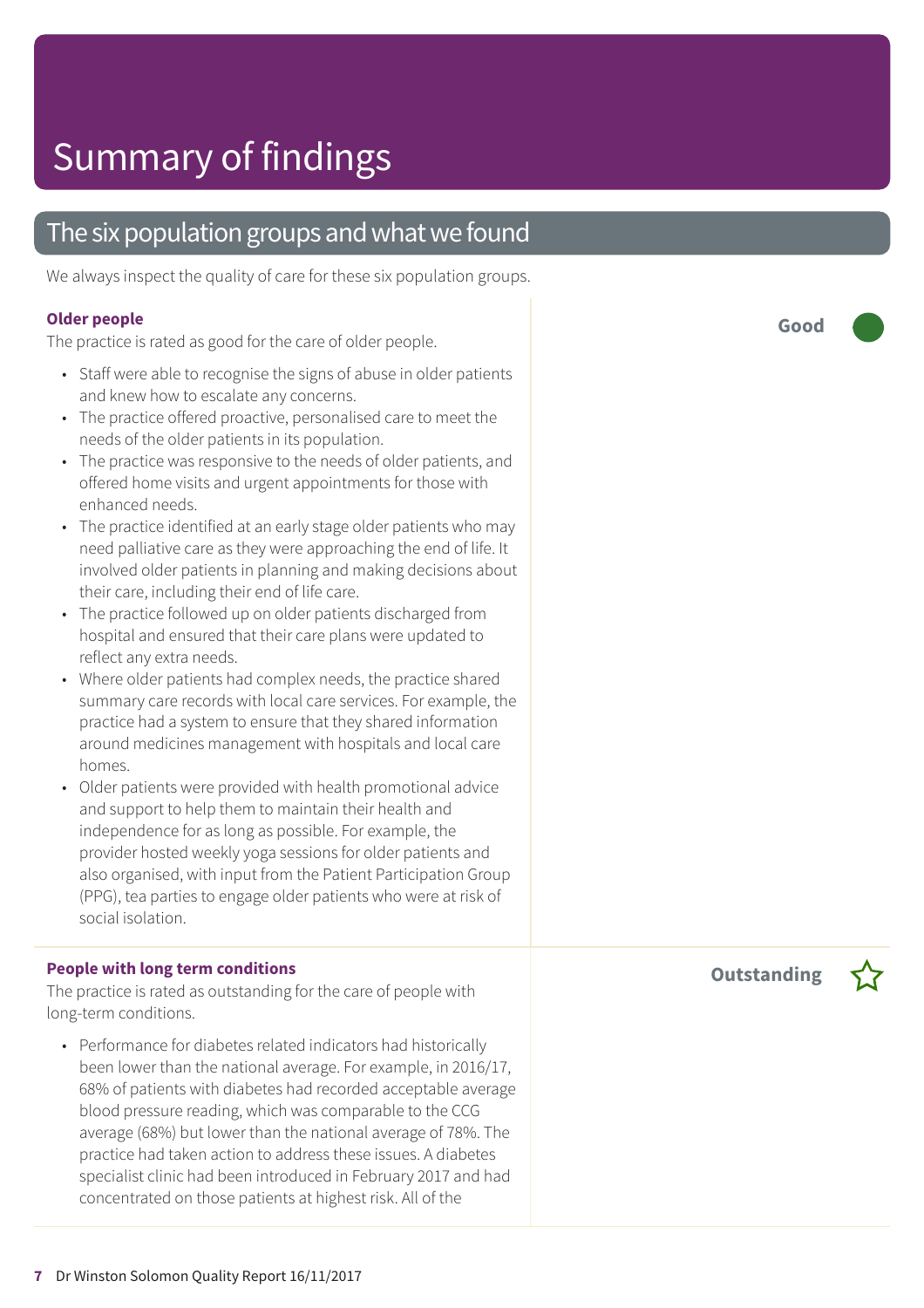# Summary of findings

## The six population groups and what we found

We always inspect the quality of care for these six population groups.

**Older people** — **Good**

The practice is rated as good for the care of older people.

- Staff were able to recognise the signs of abuse in older patients and knew how to escalate any concerns.
- The practice offered proactive, personalised care to meet the needs of the older patients in its population.
- The practice was responsive to the needs of older patients, and offered home visits and urgent appointments for those with enhanced needs.
- The practice identified at an early stage older patients who may need palliative care as they were approaching the end of life. It involved older patients in planning and making decisions about their care, including their end of life care.
- The practice followed up on older patients discharged from hospital and ensured that their care plans were updated to reflect any extra needs.
- Where older patients had complex needs, the practice shared summary care records with local care services. For example, the practice had a system to ensure that they shared information around medicines management with hospitals and local care homes.
- Older patients were provided with health promotional advice and support to help them to maintain their health and independence for as long as possible. For example, the provider hosted weekly yoga sessions for older patients and also organised, with input from the Patient Participation Group (PPG), tea parties to engage older patients who were at risk of social isolation.

**People with long term conditions** — **Outstanding**

The practice is rated as outstanding for the care of people with long-term conditions.

- Performance for diabetes related indicators had historically been lower than the national average. For example, in 2016/17, 68% of patients with diabetes had recorded acceptable average blood pressure reading, which was comparable to the CCG average (68%) but lower than the national average of 78%. The practice had taken action to address these issues. A diabetes specialist clinic had been introduced in February 2017 and had concentrated on those patients at highest risk. All of the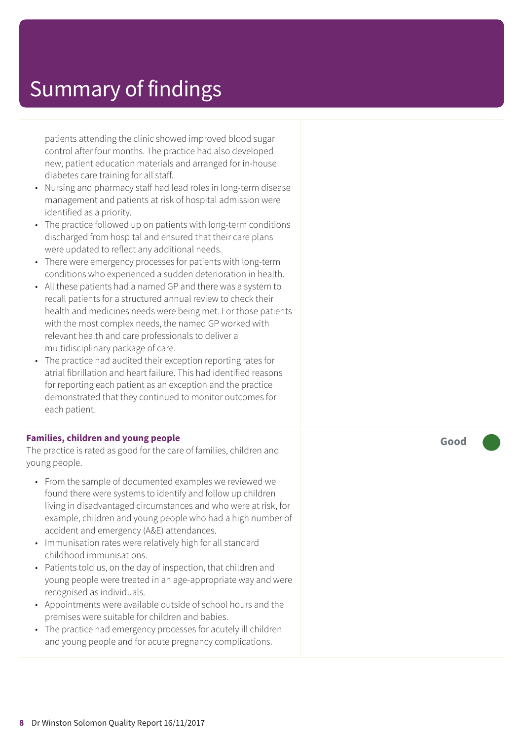# Summary of findings

patients attending the clinic showed improved blood sugar control after four months. The practice had also developed new, patient education materials and arranged for in-house diabetes care training for all staff.

- Nursing and pharmacy staff had lead roles in long-term disease management and patients at risk of hospital admission were identified as a priority.
- The practice followed up on patients with long-term conditions discharged from hospital and ensured that their care plans were updated to reflect any additional needs.
- There were emergency processes for patients with long-term conditions who experienced a sudden deterioration in health.
- All these patients had a named GP and there was a system to recall patients for a structured annual review to check their health and medicines needs were being met. For those patients with the most complex needs, the named GP worked with relevant health and care professionals to deliver a multidisciplinary package of care.
- The practice had audited their exception reporting rates for atrial fibrillation and heart failure. This had identified reasons for reporting each patient as an exception and the practice demonstrated that they continued to monitor outcomes for each patient.

**Families, children and young people** — **Good**

The practice is rated as good for the care of families, children and young people.

- From the sample of documented examples we reviewed we found there were systems to identify and follow up children living in disadvantaged circumstances and who were at risk, for example, children and young people who had a high number of accident and emergency (A&E) attendances.
- Immunisation rates were relatively high for all standard childhood immunisations.
- Patients told us, on the day of inspection, that children and young people were treated in an age-appropriate way and were recognised as individuals.
- Appointments were available outside of school hours and the premises were suitable for children and babies.
- The practice had emergency processes for acutely ill children and young people and for acute pregnancy complications.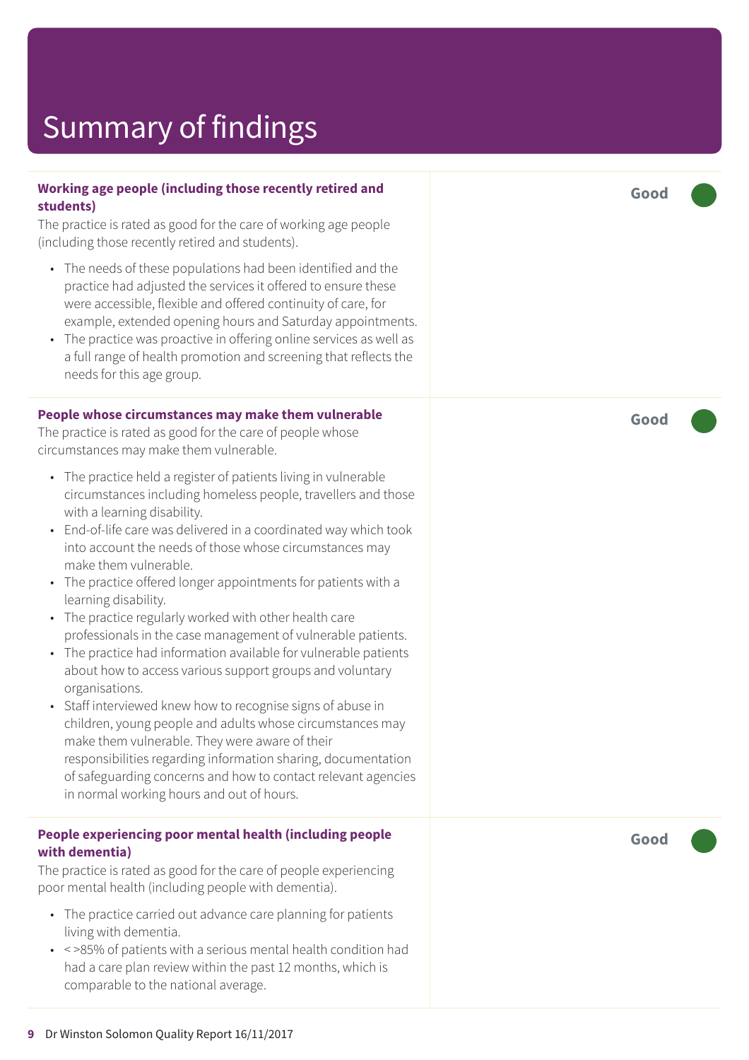# Summary of findings

**Working age people (including those recently retired and students)**

The practice is rated as good for the care of working age people (including those recently retired and students).

- The needs of these populations had been identified and the practice had adjusted the services it offered to ensure these were accessible, flexible and offered continuity of care, for example, extended opening hours and Saturday appointments.
- The practice was proactive in offering online services as well as a full range of health promotion and screening that reflects the needs for this age group.

**Good**

**People whose circumstances may make them vulnerable**

The practice is rated as good for the care of people whose circumstances may make them vulnerable.

- The practice held a register of patients living in vulnerable circumstances including homeless people, travellers and those with a learning disability.
- End-of-life care was delivered in a coordinated way which took into account the needs of those whose circumstances may make them vulnerable.
- The practice offered longer appointments for patients with a learning disability.
- The practice regularly worked with other health care professionals in the case management of vulnerable patients.
- The practice had information available for vulnerable patients about how to access various support groups and voluntary organisations.
- Staff interviewed knew how to recognise signs of abuse in children, young people and adults whose circumstances may make them vulnerable. They were aware of their responsibilities regarding information sharing, documentation of safeguarding concerns and how to contact relevant agencies in normal working hours and out of hours.

**Good**

**People experiencing poor mental health (including people with dementia)**

The practice is rated as good for the care of people experiencing poor mental health (including people with dementia).

- The practice carried out advance care planning for patients living with dementia.
- <>85% of patients with a serious mental health condition had had a care plan review within the past 12 months, which is comparable to the national average.

**Good**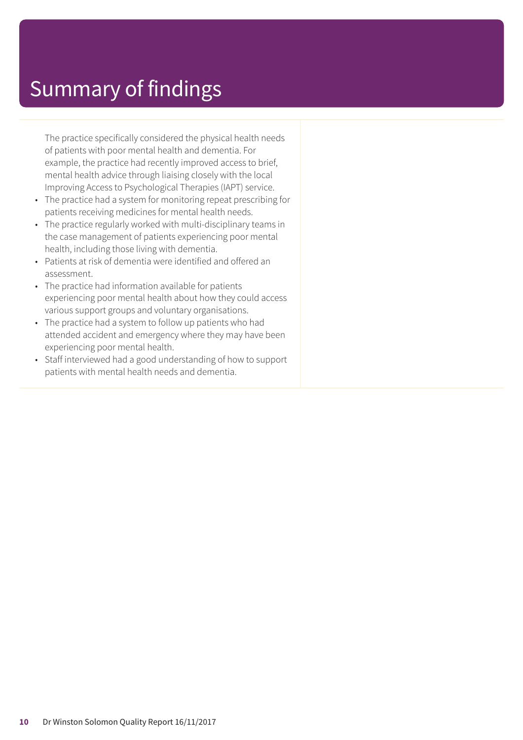# Summary of findings

The practice specifically considered the physical health needs of patients with poor mental health and dementia. For example, the practice had recently improved access to brief, mental health advice through liaising closely with the local Improving Access to Psychological Therapies (IAPT) service.

- The practice had a system for monitoring repeat prescribing for patients receiving medicines for mental health needs.
- The practice regularly worked with multi-disciplinary teams in the case management of patients experiencing poor mental health, including those living with dementia.
- Patients at risk of dementia were identified and offered an assessment.
- The practice had information available for patients experiencing poor mental health about how they could access various support groups and voluntary organisations.
- The practice had a system to follow up patients who had attended accident and emergency where they may have been experiencing poor mental health.
- Staff interviewed had a good understanding of how to support patients with mental health needs and dementia.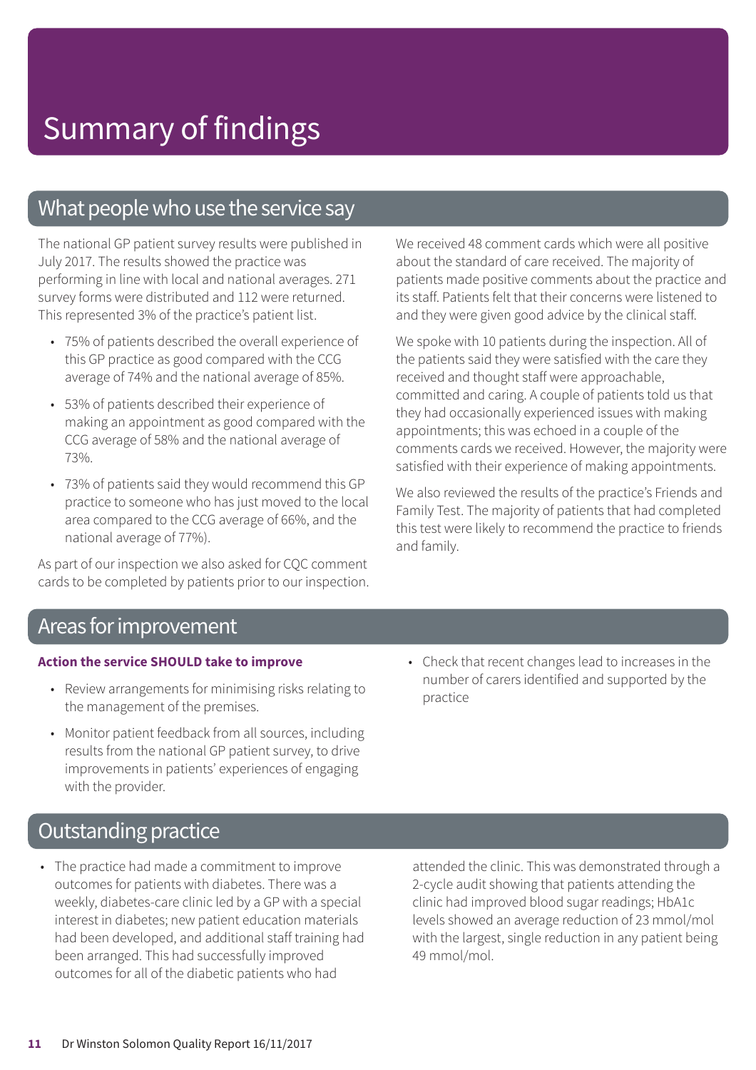# Summary of findings

## What people who use the service say

The national GP patient survey results were published in July 2017. The results showed the practice was performing in line with local and national averages. 271 survey forms were distributed and 112 were returned. This represented 3% of the practice's patient list.

- 75% of patients described the overall experience of this GP practice as good compared with the CCG average of 74% and the national average of 85%.
- 53% of patients described their experience of making an appointment as good compared with the CCG average of 58% and the national average of 73%.
- 73% of patients said they would recommend this GP practice to someone who has just moved to the local area compared to the CCG average of 66%, and the national average of 77%).

As part of our inspection we also asked for CQC comment cards to be completed by patients prior to our inspection. We received 48 comment cards which were all positive about the standard of care received. The majority of patients made positive comments about the practice and its staff. Patients felt that their concerns were listened to and they were given good advice by the clinical staff.

We spoke with 10 patients during the inspection. All of the patients said they were satisfied with the care they received and thought staff were approachable, committed and caring. A couple of patients told us that they had occasionally experienced issues with making appointments; this was echoed in a couple of the comments cards we received. However, the majority were satisfied with their experience of making appointments.

We also reviewed the results of the practice's Friends and Family Test. The majority of patients that had completed this test were likely to recommend the practice to friends and family.

## Areas for improvement

**Action the service SHOULD take to improve**

- Review arrangements for minimising risks relating to the management of the premises.
- Monitor patient feedback from all sources, including results from the national GP patient survey, to drive improvements in patients' experiences of engaging with the provider.
- Check that recent changes lead to increases in the number of carers identified and supported by the practice

## Outstanding practice

- The practice had made a commitment to improve outcomes for patients with diabetes. There was a weekly, diabetes-care clinic led by a GP with a special interest in diabetes; new patient education materials had been developed, and additional staff training had been arranged. This had successfully improved outcomes for all of the diabetic patients who had attended the clinic. This was demonstrated through a 2-cycle audit showing that patients attending the clinic had improved blood sugar readings; HbA1c levels showed an average reduction of 23 mmol/mol with the largest, single reduction in any patient being 49 mmol/mol.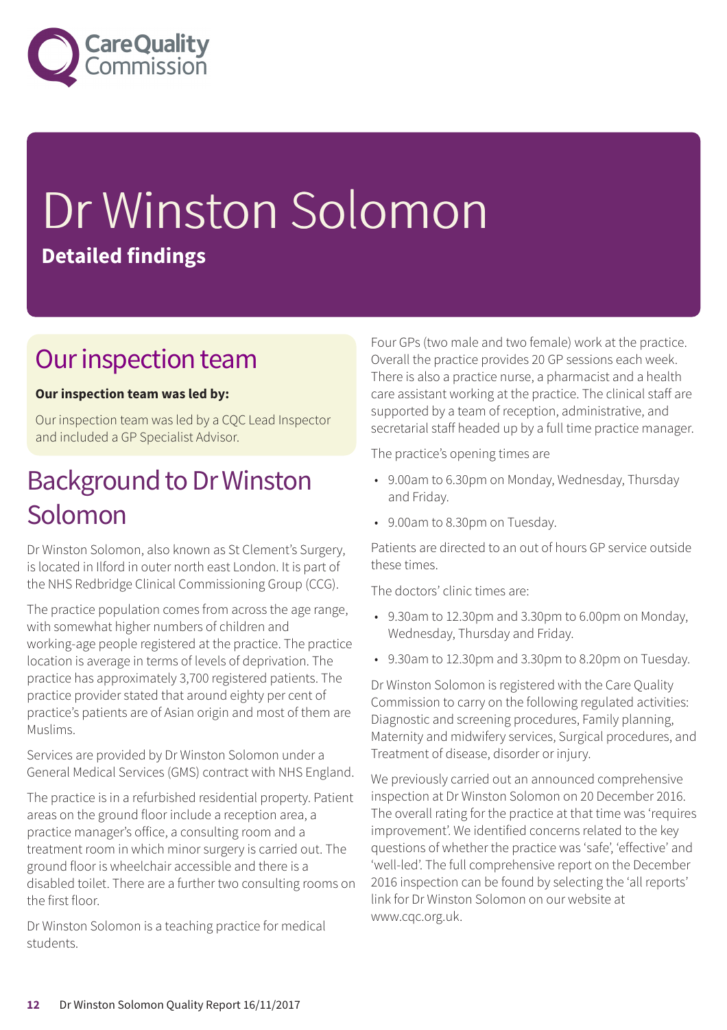# Dr Winston Solomon

**Detailed findings**

## Our inspection team

**Our inspection team was led by:**

Our inspection team was led by a CQC Lead Inspector and included a GP Specialist Advisor.

## Background to Dr Winston Solomon

Dr Winston Solomon, also known as St Clement's Surgery, is located in Ilford in outer north east London. It is part of the NHS Redbridge Clinical Commissioning Group (CCG).

The practice population comes from across the age range, with somewhat higher numbers of children and working-age people registered at the practice. The practice location is average in terms of levels of deprivation. The practice has approximately 3,700 registered patients. The practice provider stated that around eighty per cent of practice's patients are of Asian origin and most of them are Muslims.

Services are provided by Dr Winston Solomon under a General Medical Services (GMS) contract with NHS England.

The practice is in a refurbished residential property. Patient areas on the ground floor include a reception area, a practice manager's office, a consulting room and a treatment room in which minor surgery is carried out. The ground floor is wheelchair accessible and there is a disabled toilet. There are a further two consulting rooms on the first floor.

Dr Winston Solomon is a teaching practice for medical students.

Four GPs (two male and two female) work at the practice. Overall the practice provides 20 GP sessions each week. There is also a practice nurse, a pharmacist and a health care assistant working at the practice. The clinical staff are supported by a team of reception, administrative, and secretarial staff headed up by a full time practice manager.

The practice's opening times are

- 9.00am to 6.30pm on Monday, Wednesday, Thursday and Friday.
- 9.00am to 8.30pm on Tuesday.

Patients are directed to an out of hours GP service outside these times.

The doctors' clinic times are:

- 9.30am to 12.30pm and 3.30pm to 6.00pm on Monday, Wednesday, Thursday and Friday.
- 9.30am to 12.30pm and 3.30pm to 8.20pm on Tuesday.

Dr Winston Solomon is registered with the Care Quality Commission to carry on the following regulated activities: Diagnostic and screening procedures, Family planning, Maternity and midwifery services, Surgical procedures, and Treatment of disease, disorder or injury.

We previously carried out an announced comprehensive inspection at Dr Winston Solomon on 20 December 2016. The overall rating for the practice at that time was 'requires improvement'. We identified concerns related to the key questions of whether the practice was 'safe', 'effective' and 'well-led'. The full comprehensive report on the December 2016 inspection can be found by selecting the 'all reports' link for Dr Winston Solomon on our website at www.cqc.org.uk.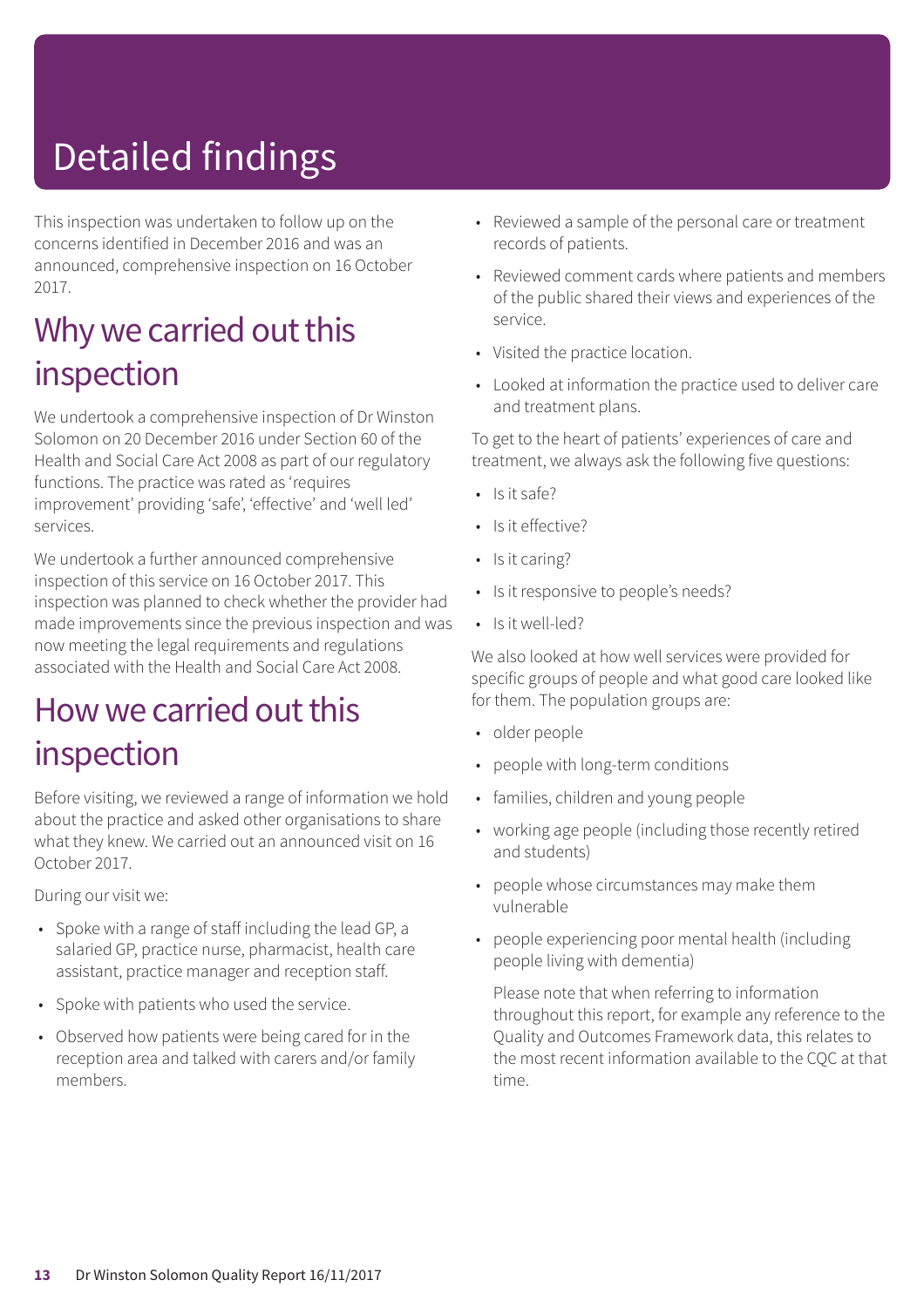# Detailed findings

This inspection was undertaken to follow up on the concerns identified in December 2016 and was an announced, comprehensive inspection on 16 October 2017.

## Why we carried out this inspection

We undertook a comprehensive inspection of Dr Winston Solomon on 20 December 2016 under Section 60 of the Health and Social Care Act 2008 as part of our regulatory functions. The practice was rated as 'requires improvement' providing 'safe', 'effective' and 'well led' services.

We undertook a further announced comprehensive inspection of this service on 16 October 2017. This inspection was planned to check whether the provider had made improvements since the previous inspection and was now meeting the legal requirements and regulations associated with the Health and Social Care Act 2008.

## How we carried out this inspection

Before visiting, we reviewed a range of information we hold about the practice and asked other organisations to share what they knew. We carried out an announced visit on 16 October 2017.

During our visit we:

- Spoke with a range of staff including the lead GP, a salaried GP, practice nurse, pharmacist, health care assistant, practice manager and reception staff.
- Spoke with patients who used the service.
- Observed how patients were being cared for in the reception area and talked with carers and/or family members.
- Reviewed a sample of the personal care or treatment records of patients.
- Reviewed comment cards where patients and members of the public shared their views and experiences of the service.
- Visited the practice location.
- Looked at information the practice used to deliver care and treatment plans.

To get to the heart of patients' experiences of care and treatment, we always ask the following five questions:

- Is it safe?
- Is it effective?
- Is it caring?
- Is it responsive to people's needs?
- Is it well-led?

We also looked at how well services were provided for specific groups of people and what good care looked like for them. The population groups are:

- older people
- people with long-term conditions
- families, children and young people
- working age people (including those recently retired and students)
- people whose circumstances may make them vulnerable
- people experiencing poor mental health (including people living with dementia)

Please note that when referring to information throughout this report, for example any reference to the Quality and Outcomes Framework data, this relates to the most recent information available to the CQC at that time.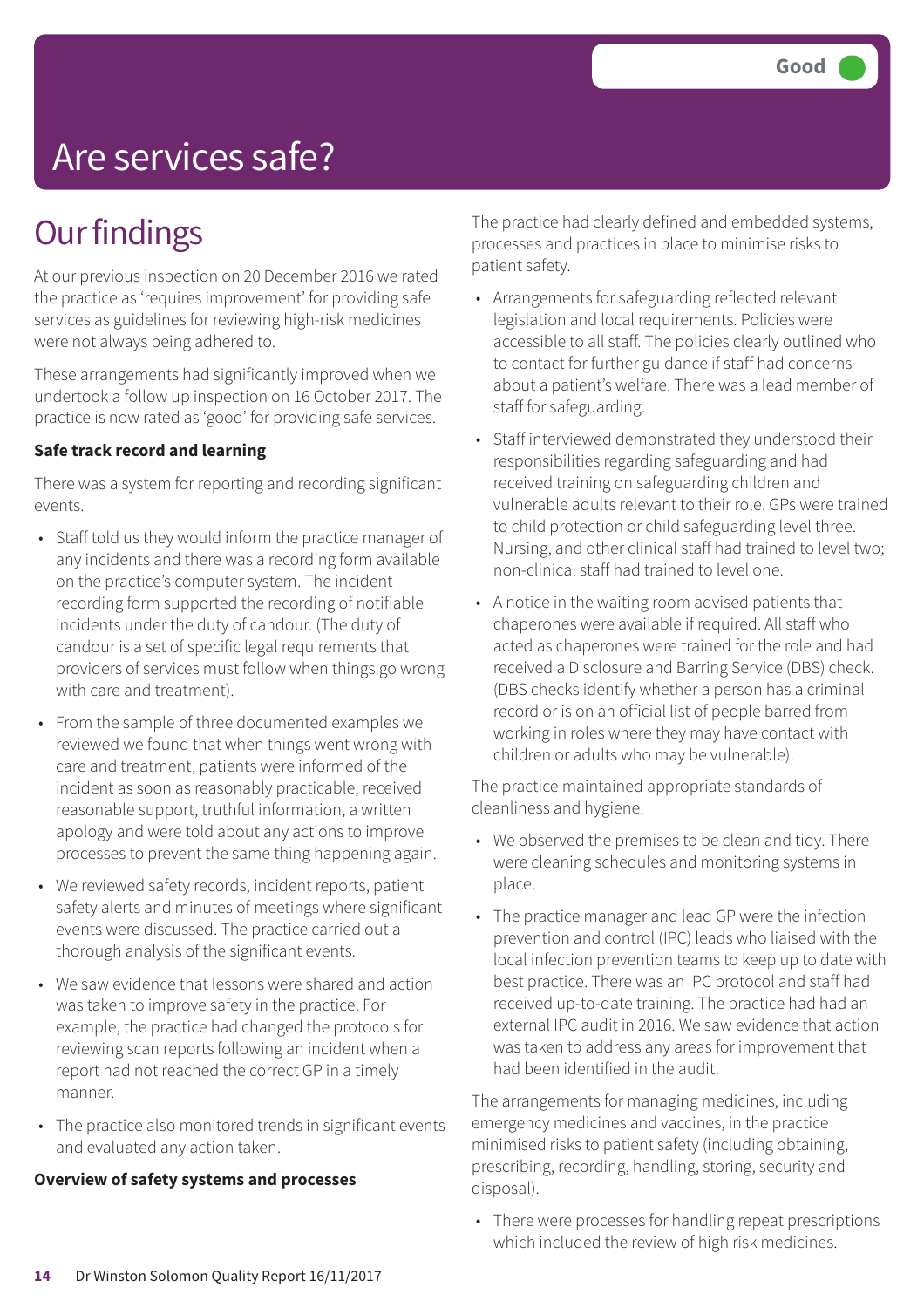Good

# Are services safe?

## Our findings

At our previous inspection on 20 December 2016 we rated the practice as 'requires improvement' for providing safe services as guidelines for reviewing high-risk medicines were not always being adhered to.

These arrangements had significantly improved when we undertook a follow up inspection on 16 October 2017. The practice is now rated as 'good' for providing safe services.

**Safe track record and learning**

There was a system for reporting and recording significant events.

- Staff told us they would inform the practice manager of any incidents and there was a recording form available on the practice's computer system. The incident recording form supported the recording of notifiable incidents under the duty of candour. (The duty of candour is a set of specific legal requirements that providers of services must follow when things go wrong with care and treatment).
- From the sample of three documented examples we reviewed we found that when things went wrong with care and treatment, patients were informed of the incident as soon as reasonably practicable, received reasonable support, truthful information, a written apology and were told about any actions to improve processes to prevent the same thing happening again.
- We reviewed safety records, incident reports, patient safety alerts and minutes of meetings where significant events were discussed. The practice carried out a thorough analysis of the significant events.
- We saw evidence that lessons were shared and action was taken to improve safety in the practice. For example, the practice had changed the protocols for reviewing scan reports following an incident when a report had not reached the correct GP in a timely manner.
- The practice also monitored trends in significant events and evaluated any action taken.

**Overview of safety systems and processes**

The practice had clearly defined and embedded systems, processes and practices in place to minimise risks to patient safety.

- Arrangements for safeguarding reflected relevant legislation and local requirements. Policies were accessible to all staff. The policies clearly outlined who to contact for further guidance if staff had concerns about a patient's welfare. There was a lead member of staff for safeguarding.
- Staff interviewed demonstrated they understood their responsibilities regarding safeguarding and had received training on safeguarding children and vulnerable adults relevant to their role. GPs were trained to child protection or child safeguarding level three. Nursing, and other clinical staff had trained to level two; non-clinical staff had trained to level one.
- A notice in the waiting room advised patients that chaperones were available if required. All staff who acted as chaperones were trained for the role and had received a Disclosure and Barring Service (DBS) check. (DBS checks identify whether a person has a criminal record or is on an official list of people barred from working in roles where they may have contact with children or adults who may be vulnerable).

The practice maintained appropriate standards of cleanliness and hygiene.

- We observed the premises to be clean and tidy. There were cleaning schedules and monitoring systems in place.
- The practice manager and lead GP were the infection prevention and control (IPC) leads who liaised with the local infection prevention teams to keep up to date with best practice. There was an IPC protocol and staff had received up-to-date training. The practice had had an external IPC audit in 2016. We saw evidence that action was taken to address any areas for improvement that had been identified in the audit.

The arrangements for managing medicines, including emergency medicines and vaccines, in the practice minimised risks to patient safety (including obtaining, prescribing, recording, handling, storing, security and disposal).

- There were processes for handling repeat prescriptions which included the review of high risk medicines.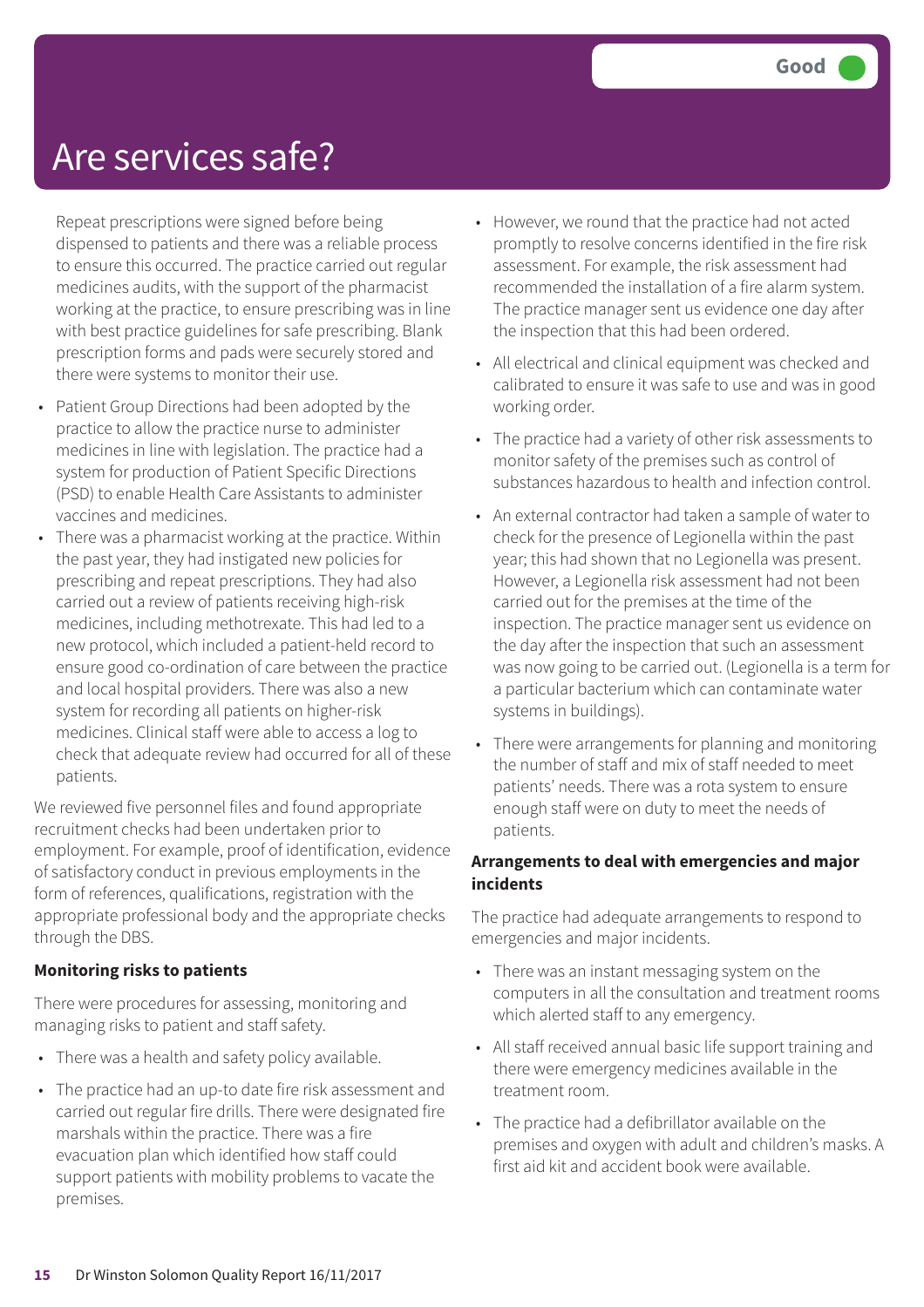# Are services safe?

**Good**

Repeat prescriptions were signed before being dispensed to patients and there was a reliable process to ensure this occurred. The practice carried out regular medicines audits, with the support of the pharmacist working at the practice, to ensure prescribing was in line with best practice guidelines for safe prescribing. Blank prescription forms and pads were securely stored and there were systems to monitor their use.

- Patient Group Directions had been adopted by the practice to allow the practice nurse to administer medicines in line with legislation. The practice had a system for production of Patient Specific Directions (PSD) to enable Health Care Assistants to administer vaccines and medicines.
- There was a pharmacist working at the practice. Within the past year, they had instigated new policies for prescribing and repeat prescriptions. They had also carried out a review of patients receiving high-risk medicines, including methotrexate. This had led to a new protocol, which included a patient-held record to ensure good co-ordination of care between the practice and local hospital providers. There was also a new system for recording all patients on higher-risk medicines. Clinical staff were able to access a log to check that adequate review had occurred for all of these patients.

We reviewed five personnel files and found appropriate recruitment checks had been undertaken prior to employment. For example, proof of identification, evidence of satisfactory conduct in previous employments in the form of references, qualifications, registration with the appropriate professional body and the appropriate checks through the DBS.

**Monitoring risks to patients**

There were procedures for assessing, monitoring and managing risks to patient and staff safety.

- There was a health and safety policy available.
- The practice had an up-to date fire risk assessment and carried out regular fire drills. There were designated fire marshals within the practice. There was a fire evacuation plan which identified how staff could support patients with mobility problems to vacate the premises.
- However, we round that the practice had not acted promptly to resolve concerns identified in the fire risk assessment. For example, the risk assessment had recommended the installation of a fire alarm system. The practice manager sent us evidence one day after the inspection that this had been ordered.
- All electrical and clinical equipment was checked and calibrated to ensure it was safe to use and was in good working order.
- The practice had a variety of other risk assessments to monitor safety of the premises such as control of substances hazardous to health and infection control.
- An external contractor had taken a sample of water to check for the presence of Legionella within the past year; this had shown that no Legionella was present. However, a Legionella risk assessment had not been carried out for the premises at the time of the inspection. The practice manager sent us evidence on the day after the inspection that such an assessment was now going to be carried out. (Legionella is a term for a particular bacterium which can contaminate water systems in buildings).
- There were arrangements for planning and monitoring the number of staff and mix of staff needed to meet patients' needs. There was a rota system to ensure enough staff were on duty to meet the needs of patients.

**Arrangements to deal with emergencies and major incidents**

The practice had adequate arrangements to respond to emergencies and major incidents.

- There was an instant messaging system on the computers in all the consultation and treatment rooms which alerted staff to any emergency.
- All staff received annual basic life support training and there were emergency medicines available in the treatment room.
- The practice had a defibrillator available on the premises and oxygen with adult and children's masks. A first aid kit and accident book were available.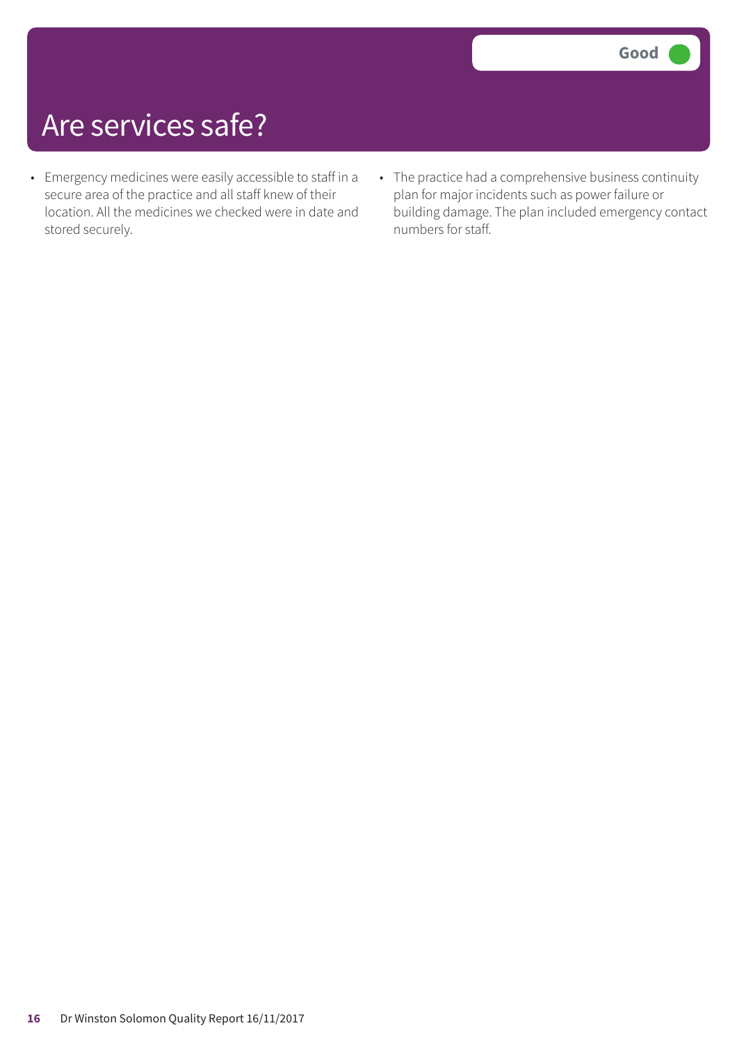# Are services safe?

**Good**

- Emergency medicines were easily accessible to staff in a secure area of the practice and all staff knew of their location. All the medicines we checked were in date and stored securely.
- The practice had a comprehensive business continuity plan for major incidents such as power failure or building damage. The plan included emergency contact numbers for staff.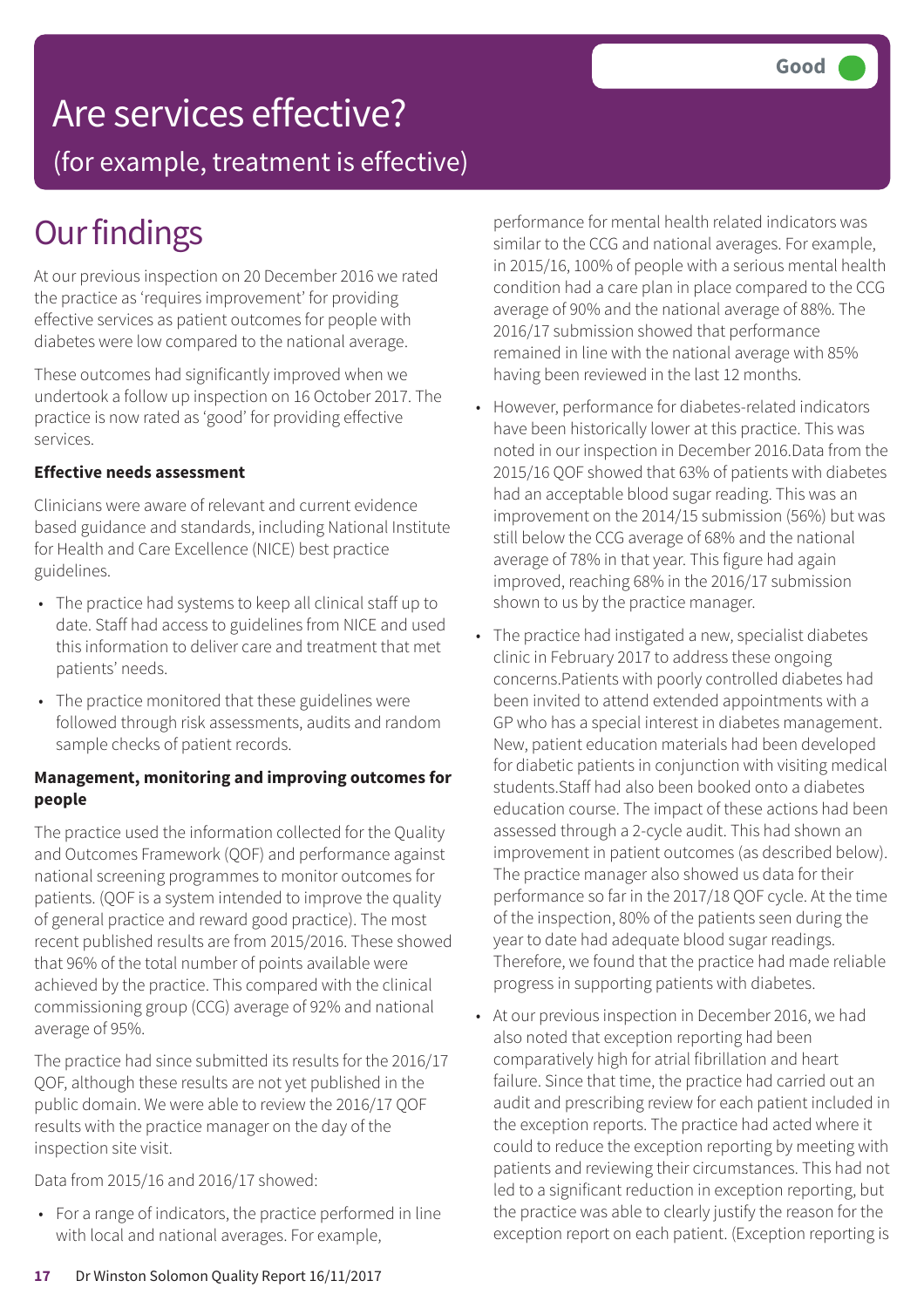# Are services effective?

(for example, treatment is effective)

**Good**

## Our findings

At our previous inspection on 20 December 2016 we rated the practice as 'requires improvement' for providing effective services as patient outcomes for people with diabetes were low compared to the national average.

These outcomes had significantly improved when we undertook a follow up inspection on 16 October 2017. The practice is now rated as 'good' for providing effective services.

**Effective needs assessment**

Clinicians were aware of relevant and current evidence based guidance and standards, including National Institute for Health and Care Excellence (NICE) best practice guidelines.

- The practice had systems to keep all clinical staff up to date. Staff had access to guidelines from NICE and used this information to deliver care and treatment that met patients' needs.
- The practice monitored that these guidelines were followed through risk assessments, audits and random sample checks of patient records.

**Management, monitoring and improving outcomes for people**

The practice used the information collected for the Quality and Outcomes Framework (QOF) and performance against national screening programmes to monitor outcomes for patients. (QOF is a system intended to improve the quality of general practice and reward good practice). The most recent published results are from 2015/2016. These showed that 96% of the total number of points available were achieved by the practice. This compared with the clinical commissioning group (CCG) average of 92% and national average of 95%.

The practice had since submitted its results for the 2016/17 QOF, although these results are not yet published in the public domain. We were able to review the 2016/17 QOF results with the practice manager on the day of the inspection site visit.

Data from 2015/16 and 2016/17 showed:

- For a range of indicators, the practice performed in line with local and national averages. For example, performance for mental health related indicators was similar to the CCG and national averages. For example, in 2015/16, 100% of people with a serious mental health condition had a care plan in place compared to the CCG average of 90% and the national average of 88%. The 2016/17 submission showed that performance remained in line with the national average with 85% having been reviewed in the last 12 months.
- However, performance for diabetes-related indicators have been historically lower at this practice. This was noted in our inspection in December 2016.Data from the 2015/16 QOF showed that 63% of patients with diabetes had an acceptable blood sugar reading. This was an improvement on the 2014/15 submission (56%) but was still below the CCG average of 68% and the national average of 78% in that year. This figure had again improved, reaching 68% in the 2016/17 submission shown to us by the practice manager.
- The practice had instigated a new, specialist diabetes clinic in February 2017 to address these ongoing concerns.Patients with poorly controlled diabetes had been invited to attend extended appointments with a GP who has a special interest in diabetes management. New, patient education materials had been developed for diabetic patients in conjunction with visiting medical students.Staff had also been booked onto a diabetes education course. The impact of these actions had been assessed through a 2-cycle audit. This had shown an improvement in patient outcomes (as described below). The practice manager also showed us data for their performance so far in the 2017/18 QOF cycle. At the time of the inspection, 80% of the patients seen during the year to date had adequate blood sugar readings. Therefore, we found that the practice had made reliable progress in supporting patients with diabetes.
- At our previous inspection in December 2016, we had also noted that exception reporting had been comparatively high for atrial fibrillation and heart failure. Since that time, the practice had carried out an audit and prescribing review for each patient included in the exception reports. The practice had acted where it could to reduce the exception reporting by meeting with patients and reviewing their circumstances. This had not led to a significant reduction in exception reporting, but the practice was able to clearly justify the reason for the exception report on each patient. (Exception reporting is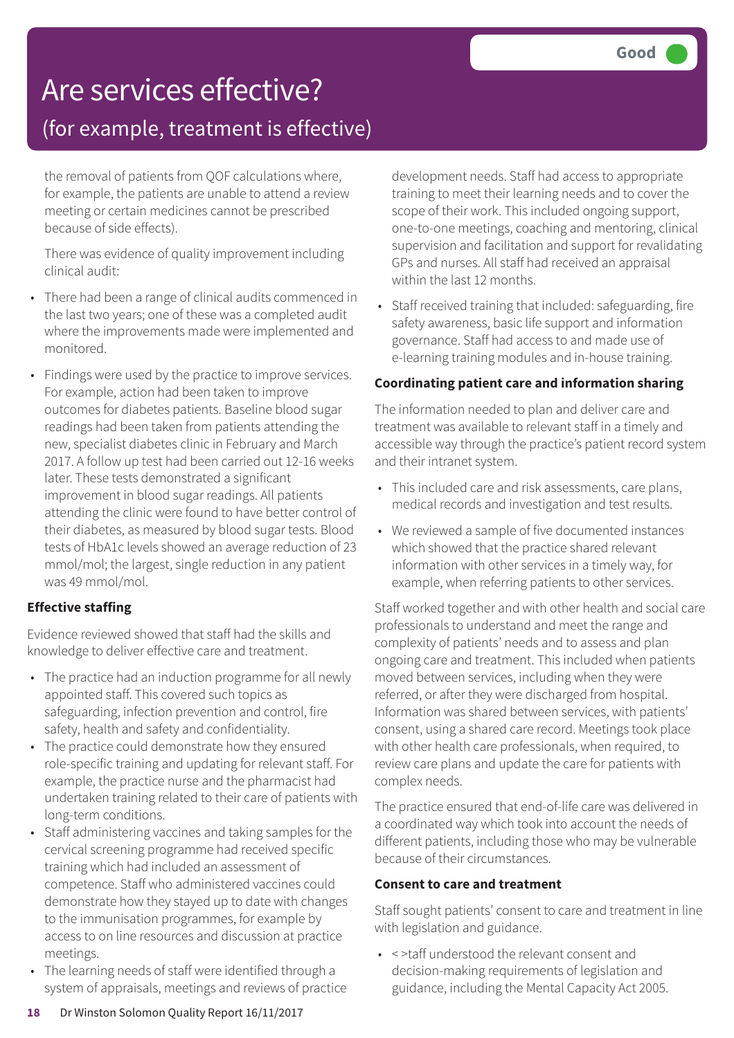# Are services effective?

## (for example, treatment is effective)

**Good**

the removal of patients from QOF calculations where, for example, the patients are unable to attend a review meeting or certain medicines cannot be prescribed because of side effects).

There was evidence of quality improvement including clinical audit:

- There had been a range of clinical audits commenced in the last two years; one of these was a completed audit where the improvements made were implemented and monitored.
- Findings were used by the practice to improve services. For example, action had been taken to improve outcomes for diabetes patients. Baseline blood sugar readings had been taken from patients attending the new, specialist diabetes clinic in February and March 2017. A follow up test had been carried out 12-16 weeks later. These tests demonstrated a significant improvement in blood sugar readings. All patients attending the clinic were found to have better control of their diabetes, as measured by blood sugar tests. Blood tests of HbA1c levels showed an average reduction of 23 mmol/mol; the largest, single reduction in any patient was 49 mmol/mol.

**Effective staffing**

Evidence reviewed showed that staff had the skills and knowledge to deliver effective care and treatment.

- The practice had an induction programme for all newly appointed staff. This covered such topics as safeguarding, infection prevention and control, fire safety, health and safety and confidentiality.
- The practice could demonstrate how they ensured role-specific training and updating for relevant staff. For example, the practice nurse and the pharmacist had undertaken training related to their care of patients with long-term conditions.
- Staff administering vaccines and taking samples for the cervical screening programme had received specific training which had included an assessment of competence. Staff who administered vaccines could demonstrate how they stayed up to date with changes to the immunisation programmes, for example by access to on line resources and discussion at practice meetings.
- The learning needs of staff were identified through a system of appraisals, meetings and reviews of practice development needs. Staff had access to appropriate training to meet their learning needs and to cover the scope of their work. This included ongoing support, one-to-one meetings, coaching and mentoring, clinical supervision and facilitation and support for revalidating GPs and nurses. All staff had received an appraisal within the last 12 months.
- Staff received training that included: safeguarding, fire safety awareness, basic life support and information governance. Staff had access to and made use of e-learning training modules and in-house training.

**Coordinating patient care and information sharing**

The information needed to plan and deliver care and treatment was available to relevant staff in a timely and accessible way through the practice's patient record system and their intranet system.

- This included care and risk assessments, care plans, medical records and investigation and test results.
- We reviewed a sample of five documented instances which showed that the practice shared relevant information with other services in a timely way, for example, when referring patients to other services.

Staff worked together and with other health and social care professionals to understand and meet the range and complexity of patients' needs and to assess and plan ongoing care and treatment. This included when patients moved between services, including when they were referred, or after they were discharged from hospital. Information was shared between services, with patients' consent, using a shared care record. Meetings took place with other health care professionals, when required, to review care plans and update the care for patients with complex needs.

The practice ensured that end-of-life care was delivered in a coordinated way which took into account the needs of different patients, including those who may be vulnerable because of their circumstances.

**Consent to care and treatment**

Staff sought patients' consent to care and treatment in line with legislation and guidance.

- < >taff understood the relevant consent and decision-making requirements of legislation and guidance, including the Mental Capacity Act 2005.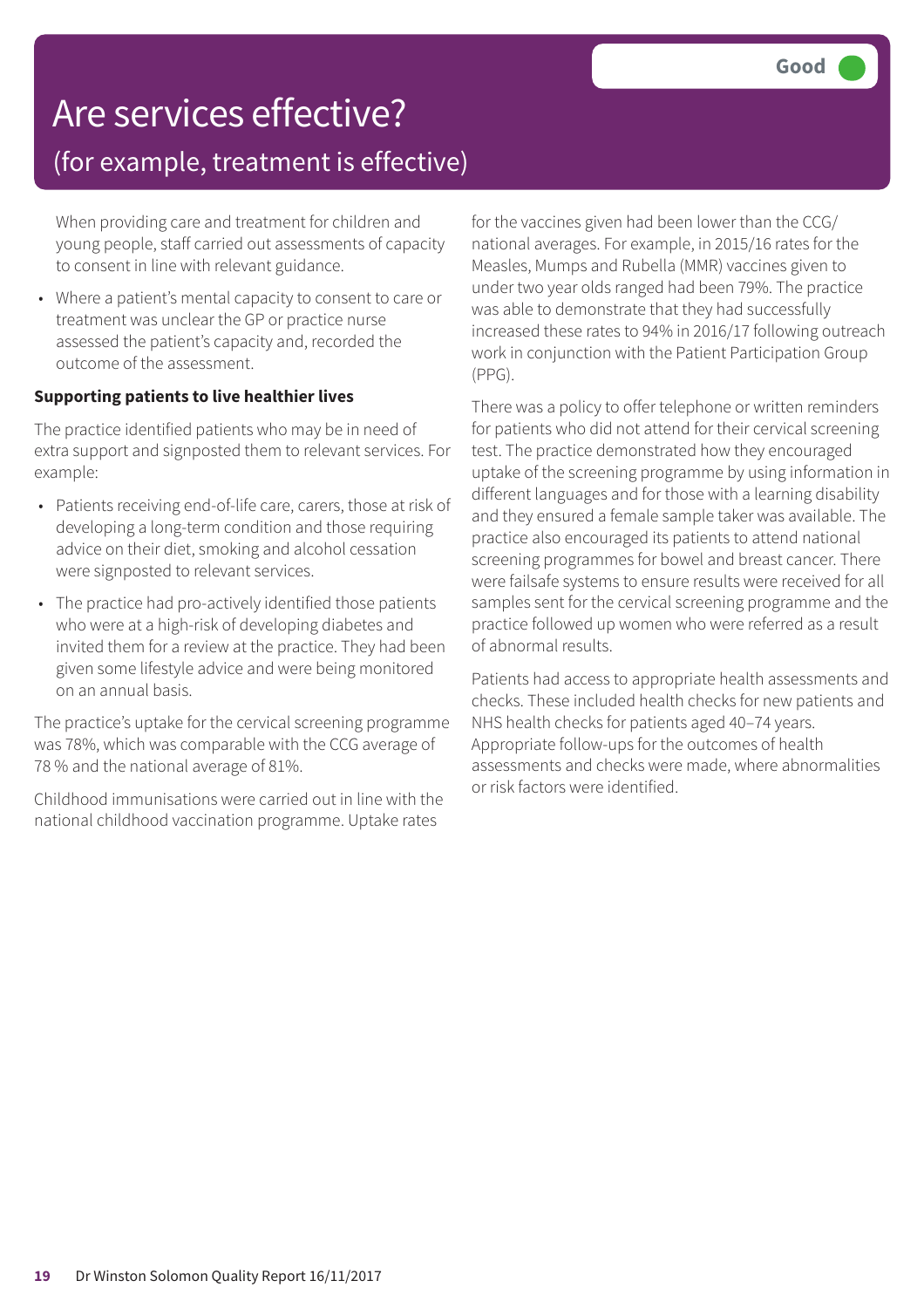# Are services effective?

## (for example, treatment is effective)

**Good**

When providing care and treatment for children and young people, staff carried out assessments of capacity to consent in line with relevant guidance.

- Where a patient's mental capacity to consent to care or treatment was unclear the GP or practice nurse assessed the patient's capacity and, recorded the outcome of the assessment.

**Supporting patients to live healthier lives**

The practice identified patients who may be in need of extra support and signposted them to relevant services. For example:

- Patients receiving end-of-life care, carers, those at risk of developing a long-term condition and those requiring advice on their diet, smoking and alcohol cessation were signposted to relevant services.
- The practice had pro-actively identified those patients who were at a high-risk of developing diabetes and invited them for a review at the practice. They had been given some lifestyle advice and were being monitored on an annual basis.

The practice's uptake for the cervical screening programme was 78%, which was comparable with the CCG average of 78 % and the national average of 81%.

Childhood immunisations were carried out in line with the national childhood vaccination programme. Uptake rates for the vaccines given had been lower than the CCG/ national averages. For example, in 2015/16 rates for the Measles, Mumps and Rubella (MMR) vaccines given to under two year olds ranged had been 79%. The practice was able to demonstrate that they had successfully increased these rates to 94% in 2016/17 following outreach work in conjunction with the Patient Participation Group (PPG).

There was a policy to offer telephone or written reminders for patients who did not attend for their cervical screening test. The practice demonstrated how they encouraged uptake of the screening programme by using information in different languages and for those with a learning disability and they ensured a female sample taker was available. The practice also encouraged its patients to attend national screening programmes for bowel and breast cancer. There were failsafe systems to ensure results were received for all samples sent for the cervical screening programme and the practice followed up women who were referred as a result of abnormal results.

Patients had access to appropriate health assessments and checks. These included health checks for new patients and NHS health checks for patients aged 40–74 years. Appropriate follow-ups for the outcomes of health assessments and checks were made, where abnormalities or risk factors were identified.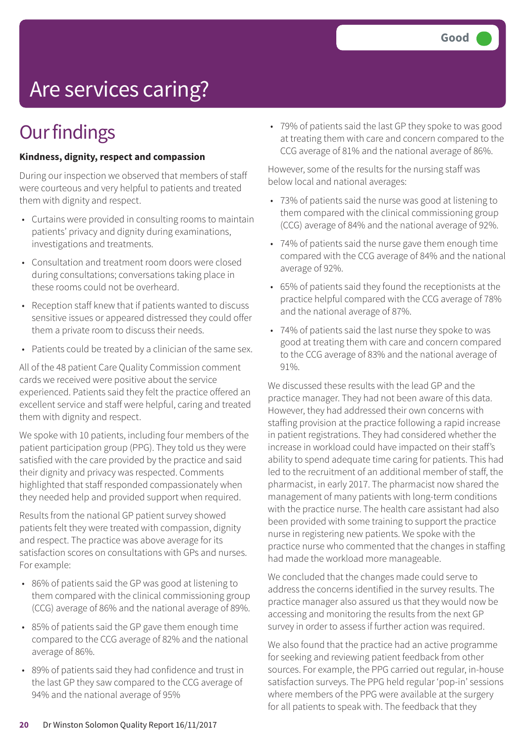Good

# Are services caring?

## Our findings

**Kindness, dignity, respect and compassion**

During our inspection we observed that members of staff were courteous and very helpful to patients and treated them with dignity and respect.

- Curtains were provided in consulting rooms to maintain patients' privacy and dignity during examinations, investigations and treatments.
- Consultation and treatment room doors were closed during consultations; conversations taking place in these rooms could not be overheard.
- Reception staff knew that if patients wanted to discuss sensitive issues or appeared distressed they could offer them a private room to discuss their needs.
- Patients could be treated by a clinician of the same sex.

All of the 48 patient Care Quality Commission comment cards we received were positive about the service experienced. Patients said they felt the practice offered an excellent service and staff were helpful, caring and treated them with dignity and respect.

We spoke with 10 patients, including four members of the patient participation group (PPG). They told us they were satisfied with the care provided by the practice and said their dignity and privacy was respected. Comments highlighted that staff responded compassionately when they needed help and provided support when required.

Results from the national GP patient survey showed patients felt they were treated with compassion, dignity and respect. The practice was above average for its satisfaction scores on consultations with GPs and nurses. For example:

- 86% of patients said the GP was good at listening to them compared with the clinical commissioning group (CCG) average of 86% and the national average of 89%.
- 85% of patients said the GP gave them enough time compared to the CCG average of 82% and the national average of 86%.
- 89% of patients said they had confidence and trust in the last GP they saw compared to the CCG average of 94% and the national average of 95%
- 79% of patients said the last GP they spoke to was good at treating them with care and concern compared to the CCG average of 81% and the national average of 86%.

However, some of the results for the nursing staff was below local and national averages:

- 73% of patients said the nurse was good at listening to them compared with the clinical commissioning group (CCG) average of 84% and the national average of 92%.
- 74% of patients said the nurse gave them enough time compared with the CCG average of 84% and the national average of 92%.
- 65% of patients said they found the receptionists at the practice helpful compared with the CCG average of 78% and the national average of 87%.
- 74% of patients said the last nurse they spoke to was good at treating them with care and concern compared to the CCG average of 83% and the national average of 91%.

We discussed these results with the lead GP and the practice manager. They had not been aware of this data. However, they had addressed their own concerns with staffing provision at the practice following a rapid increase in patient registrations. They had considered whether the increase in workload could have impacted on their staff's ability to spend adequate time caring for patients. This had led to the recruitment of an additional member of staff, the pharmacist, in early 2017. The pharmacist now shared the management of many patients with long-term conditions with the practice nurse. The health care assistant had also been provided with some training to support the practice nurse in registering new patients. We spoke with the practice nurse who commented that the changes in staffing had made the workload more manageable.

We concluded that the changes made could serve to address the concerns identified in the survey results. The practice manager also assured us that they would now be accessing and monitoring the results from the next GP survey in order to assess if further action was required.

We also found that the practice had an active programme for seeking and reviewing patient feedback from other sources. For example, the PPG carried out regular, in-house satisfaction surveys. The PPG held regular 'pop-in' sessions where members of the PPG were available at the surgery for all patients to speak with. The feedback that they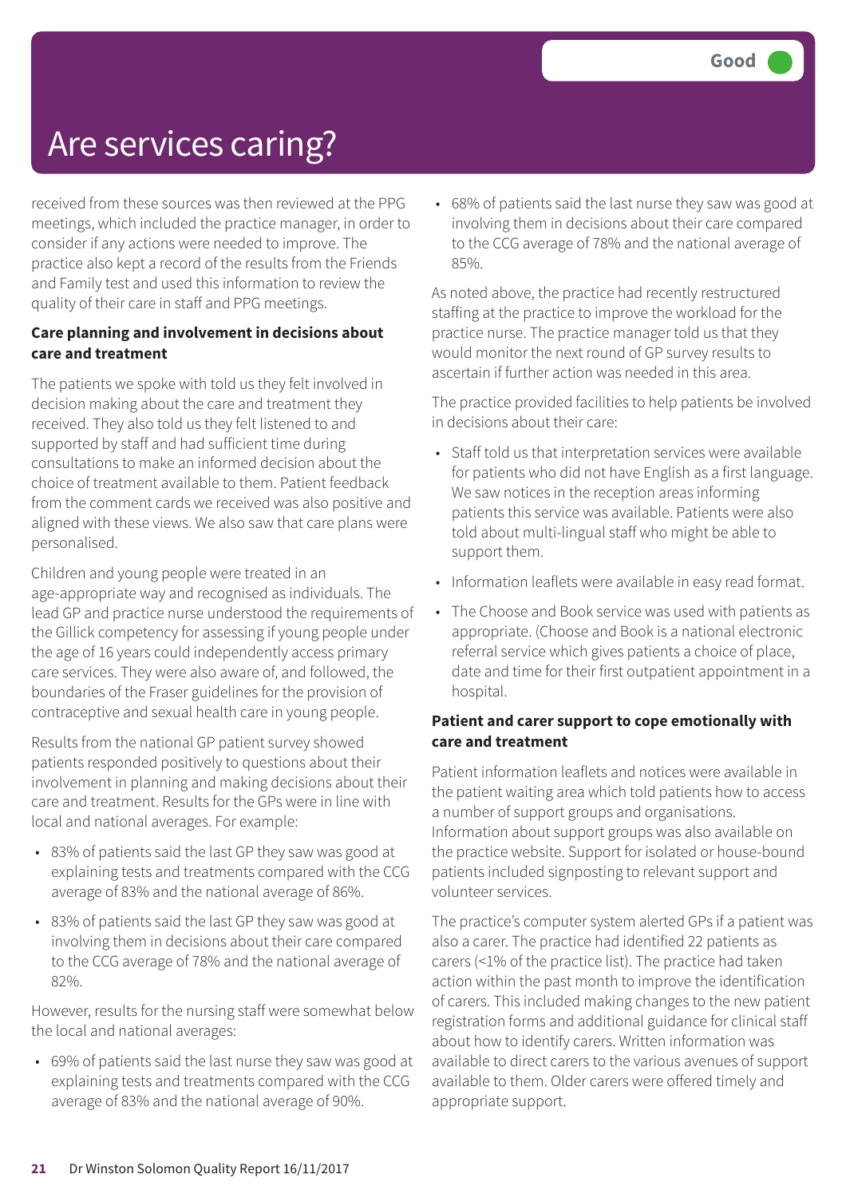# Are services caring?

Good

received from these sources was then reviewed at the PPG meetings, which included the practice manager, in order to consider if any actions were needed to improve. The practice also kept a record of the results from the Friends and Family test and used this information to review the quality of their care in staff and PPG meetings.

**Care planning and involvement in decisions about care and treatment**

The patients we spoke with told us they felt involved in decision making about the care and treatment they received. They also told us they felt listened to and supported by staff and had sufficient time during consultations to make an informed decision about the choice of treatment available to them. Patient feedback from the comment cards we received was also positive and aligned with these views. We also saw that care plans were personalised.

Children and young people were treated in an age-appropriate way and recognised as individuals. The lead GP and practice nurse understood the requirements of the Gillick competency for assessing if young people under the age of 16 years could independently access primary care services. They were also aware of, and followed, the boundaries of the Fraser guidelines for the provision of contraceptive and sexual health care in young people.

Results from the national GP patient survey showed patients responded positively to questions about their involvement in planning and making decisions about their care and treatment. Results for the GPs were in line with local and national averages. For example:

- 83% of patients said the last GP they saw was good at explaining tests and treatments compared with the CCG average of 83% and the national average of 86%.
- 83% of patients said the last GP they saw was good at involving them in decisions about their care compared to the CCG average of 78% and the national average of 82%.

However, results for the nursing staff were somewhat below the local and national averages:

- 69% of patients said the last nurse they saw was good at explaining tests and treatments compared with the CCG average of 83% and the national average of 90%.
- 68% of patients said the last nurse they saw was good at involving them in decisions about their care compared to the CCG average of 78% and the national average of 85%.

As noted above, the practice had recently restructured staffing at the practice to improve the workload for the practice nurse. The practice manager told us that they would monitor the next round of GP survey results to ascertain if further action was needed in this area.

The practice provided facilities to help patients be involved in decisions about their care:

- Staff told us that interpretation services were available for patients who did not have English as a first language. We saw notices in the reception areas informing patients this service was available. Patients were also told about multi-lingual staff who might be able to support them.
- Information leaflets were available in easy read format.
- The Choose and Book service was used with patients as appropriate. (Choose and Book is a national electronic referral service which gives patients a choice of place, date and time for their first outpatient appointment in a hospital.

**Patient and carer support to cope emotionally with care and treatment**

Patient information leaflets and notices were available in the patient waiting area which told patients how to access a number of support groups and organisations. Information about support groups was also available on the practice website. Support for isolated or house-bound patients included signposting to relevant support and volunteer services.

The practice's computer system alerted GPs if a patient was also a carer. The practice had identified 22 patients as carers (<1% of the practice list). The practice had taken action within the past month to improve the identification of carers. This included making changes to the new patient registration forms and additional guidance for clinical staff about how to identify carers. Written information was available to direct carers to the various avenues of support available to them. Older carers were offered timely and appropriate support.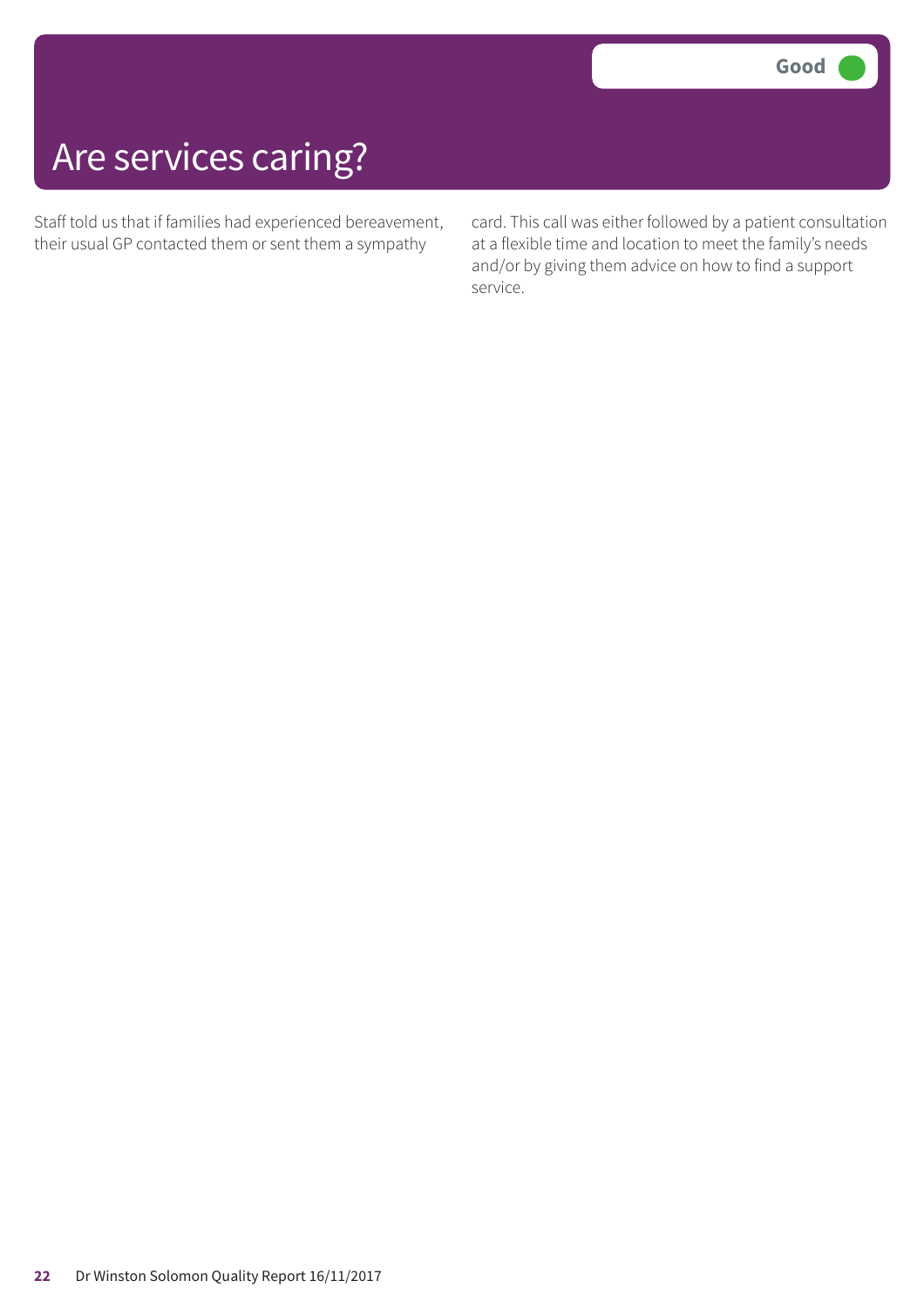# Are services caring?

Good

Staff told us that if families had experienced bereavement, their usual GP contacted them or sent them a sympathy card. This call was either followed by a patient consultation at a flexible time and location to meet the family's needs and/or by giving them advice on how to find a support service.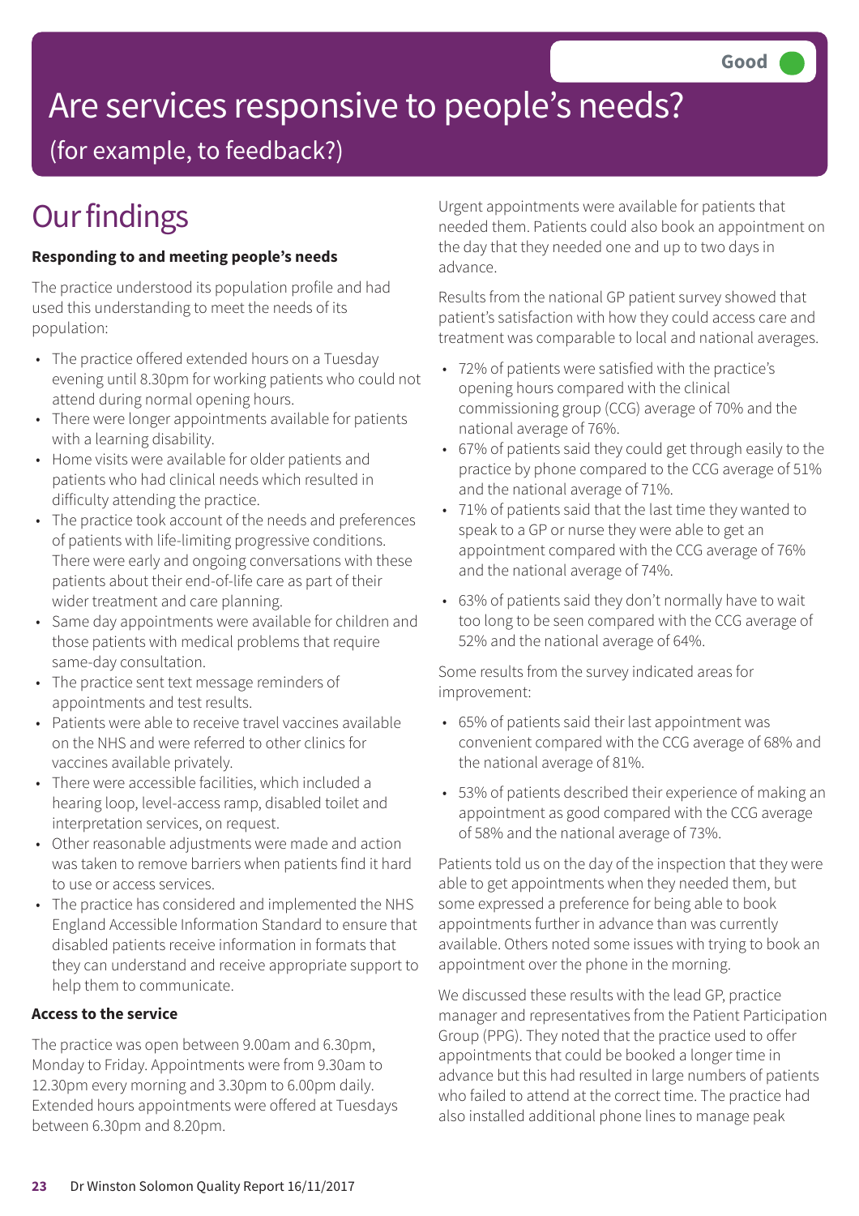Good

# Are services responsive to people's needs?

(for example, to feedback?)

## Our findings

**Responding to and meeting people's needs**

The practice understood its population profile and had used this understanding to meet the needs of its population:

- The practice offered extended hours on a Tuesday evening until 8.30pm for working patients who could not attend during normal opening hours.
- There were longer appointments available for patients with a learning disability.
- Home visits were available for older patients and patients who had clinical needs which resulted in difficulty attending the practice.
- The practice took account of the needs and preferences of patients with life-limiting progressive conditions. There were early and ongoing conversations with these patients about their end-of-life care as part of their wider treatment and care planning.
- Same day appointments were available for children and those patients with medical problems that require same-day consultation.
- The practice sent text message reminders of appointments and test results.
- Patients were able to receive travel vaccines available on the NHS and were referred to other clinics for vaccines available privately.
- There were accessible facilities, which included a hearing loop, level-access ramp, disabled toilet and interpretation services, on request.
- Other reasonable adjustments were made and action was taken to remove barriers when patients find it hard to use or access services.
- The practice has considered and implemented the NHS England Accessible Information Standard to ensure that disabled patients receive information in formats that they can understand and receive appropriate support to help them to communicate.

**Access to the service**

The practice was open between 9.00am and 6.30pm, Monday to Friday. Appointments were from 9.30am to 12.30pm every morning and 3.30pm to 6.00pm daily. Extended hours appointments were offered at Tuesdays between 6.30pm and 8.20pm.

Urgent appointments were available for patients that needed them. Patients could also book an appointment on the day that they needed one and up to two days in advance.

Results from the national GP patient survey showed that patient's satisfaction with how they could access care and treatment was comparable to local and national averages.

- 72% of patients were satisfied with the practice's opening hours compared with the clinical commissioning group (CCG) average of 70% and the national average of 76%.
- 67% of patients said they could get through easily to the practice by phone compared to the CCG average of 51% and the national average of 71%.
- 71% of patients said that the last time they wanted to speak to a GP or nurse they were able to get an appointment compared with the CCG average of 76% and the national average of 74%.
- 63% of patients said they don't normally have to wait too long to be seen compared with the CCG average of 52% and the national average of 64%.

Some results from the survey indicated areas for improvement:

- 65% of patients said their last appointment was convenient compared with the CCG average of 68% and the national average of 81%.
- 53% of patients described their experience of making an appointment as good compared with the CCG average of 58% and the national average of 73%.

Patients told us on the day of the inspection that they were able to get appointments when they needed them, but some expressed a preference for being able to book appointments further in advance than was currently available. Others noted some issues with trying to book an appointment over the phone in the morning.

We discussed these results with the lead GP, practice manager and representatives from the Patient Participation Group (PPG). They noted that the practice used to offer appointments that could be booked a longer time in advance but this had resulted in large numbers of patients who failed to attend at the correct time. The practice had also installed additional phone lines to manage peak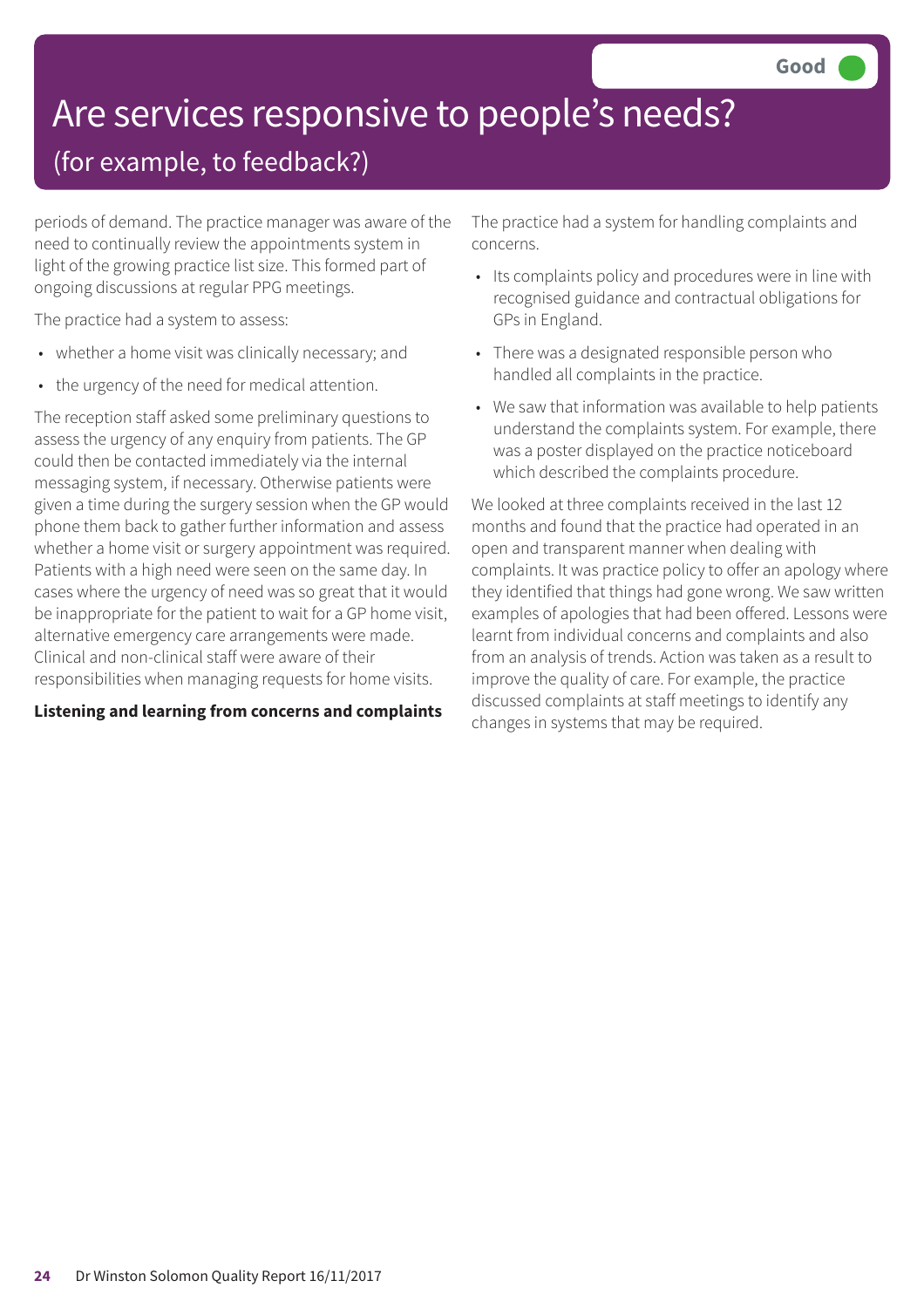Good

# Are services responsive to people's needs?

## (for example, to feedback?)

periods of demand. The practice manager was aware of the need to continually review the appointments system in light of the growing practice list size. This formed part of ongoing discussions at regular PPG meetings.

The practice had a system to assess:

- whether a home visit was clinically necessary; and
- the urgency of the need for medical attention.

The reception staff asked some preliminary questions to assess the urgency of any enquiry from patients. The GP could then be contacted immediately via the internal messaging system, if necessary. Otherwise patients were given a time during the surgery session when the GP would phone them back to gather further information and assess whether a home visit or surgery appointment was required. Patients with a high need were seen on the same day. In cases where the urgency of need was so great that it would be inappropriate for the patient to wait for a GP home visit, alternative emergency care arrangements were made. Clinical and non-clinical staff were aware of their responsibilities when managing requests for home visits.

**Listening and learning from concerns and complaints**

The practice had a system for handling complaints and concerns.

- Its complaints policy and procedures were in line with recognised guidance and contractual obligations for GPs in England.
- There was a designated responsible person who handled all complaints in the practice.
- We saw that information was available to help patients understand the complaints system. For example, there was a poster displayed on the practice noticeboard which described the complaints procedure.

We looked at three complaints received in the last 12 months and found that the practice had operated in an open and transparent manner when dealing with complaints. It was practice policy to offer an apology where they identified that things had gone wrong. We saw written examples of apologies that had been offered. Lessons were learnt from individual concerns and complaints and also from an analysis of trends. Action was taken as a result to improve the quality of care. For example, the practice discussed complaints at staff meetings to identify any changes in systems that may be required.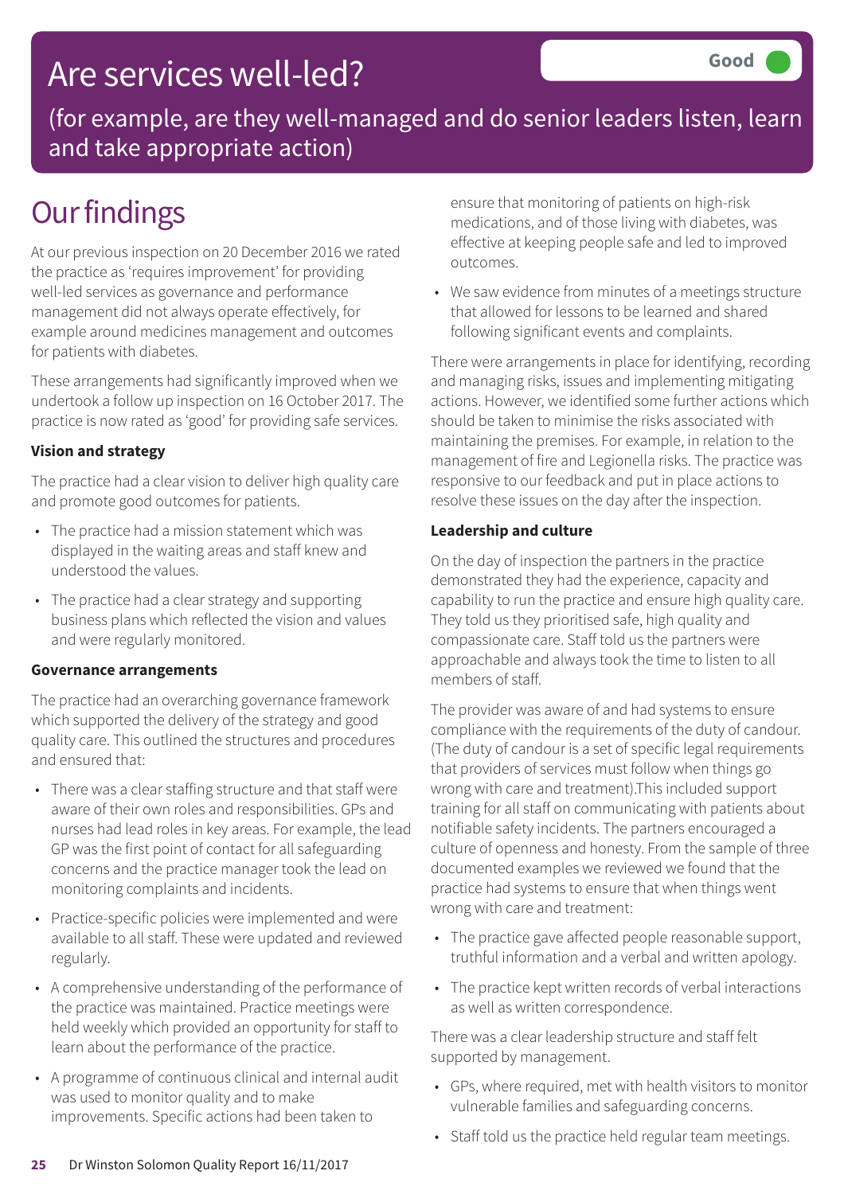# Are services well-led?

Good

(for example, are they well-managed and do senior leaders listen, learn and take appropriate action)

## Our findings

At our previous inspection on 20 December 2016 we rated the practice as 'requires improvement' for providing well-led services as governance and performance management did not always operate effectively, for example around medicines management and outcomes for patients with diabetes.

These arrangements had significantly improved when we undertook a follow up inspection on 16 October 2017. The practice is now rated as 'good' for providing safe services.

**Vision and strategy**

The practice had a clear vision to deliver high quality care and promote good outcomes for patients.

- The practice had a mission statement which was displayed in the waiting areas and staff knew and understood the values.
- The practice had a clear strategy and supporting business plans which reflected the vision and values and were regularly monitored.

**Governance arrangements**

The practice had an overarching governance framework which supported the delivery of the strategy and good quality care. This outlined the structures and procedures and ensured that:

- There was a clear staffing structure and that staff were aware of their own roles and responsibilities. GPs and nurses had lead roles in key areas. For example, the lead GP was the first point of contact for all safeguarding concerns and the practice manager took the lead on monitoring complaints and incidents.
- Practice-specific policies were implemented and were available to all staff. These were updated and reviewed regularly.
- A comprehensive understanding of the performance of the practice was maintained. Practice meetings were held weekly which provided an opportunity for staff to learn about the performance of the practice.
- A programme of continuous clinical and internal audit was used to monitor quality and to make improvements. Specific actions had been taken to ensure that monitoring of patients on high-risk medications, and of those living with diabetes, was effective at keeping people safe and led to improved outcomes.
- We saw evidence from minutes of a meetings structure that allowed for lessons to be learned and shared following significant events and complaints.

There were arrangements in place for identifying, recording and managing risks, issues and implementing mitigating actions. However, we identified some further actions which should be taken to minimise the risks associated with maintaining the premises. For example, in relation to the management of fire and Legionella risks. The practice was responsive to our feedback and put in place actions to resolve these issues on the day after the inspection.

**Leadership and culture**

On the day of inspection the partners in the practice demonstrated they had the experience, capacity and capability to run the practice and ensure high quality care. They told us they prioritised safe, high quality and compassionate care. Staff told us the partners were approachable and always took the time to listen to all members of staff.

The provider was aware of and had systems to ensure compliance with the requirements of the duty of candour. (The duty of candour is a set of specific legal requirements that providers of services must follow when things go wrong with care and treatment).This included support training for all staff on communicating with patients about notifiable safety incidents. The partners encouraged a culture of openness and honesty. From the sample of three documented examples we reviewed we found that the practice had systems to ensure that when things went wrong with care and treatment:

- The practice gave affected people reasonable support, truthful information and a verbal and written apology.
- The practice kept written records of verbal interactions as well as written correspondence.

There was a clear leadership structure and staff felt supported by management.

- GPs, where required, met with health visitors to monitor vulnerable families and safeguarding concerns.
- Staff told us the practice held regular team meetings.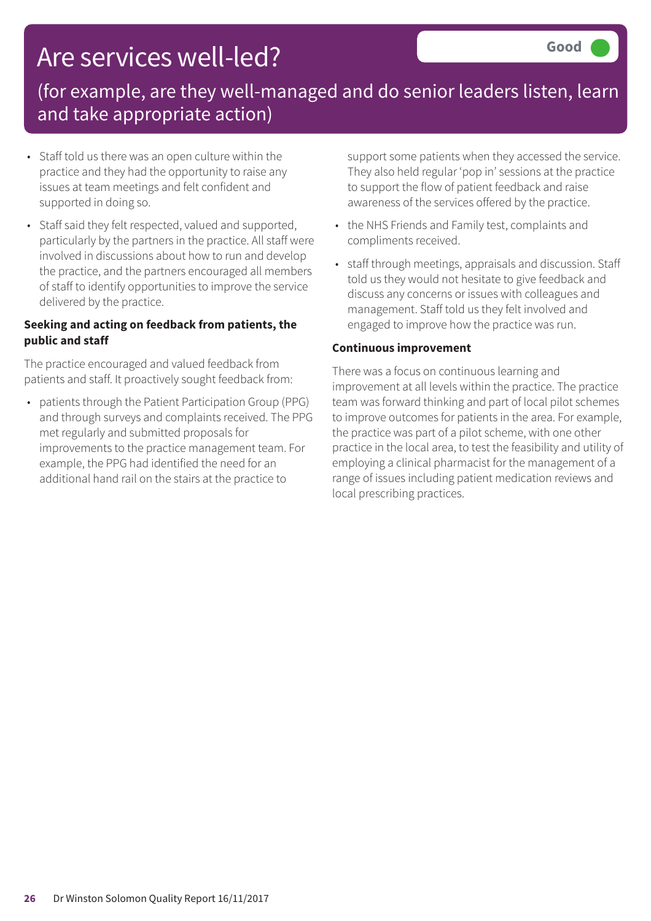# Are services well-led?

Good

(for example, are they well-managed and do senior leaders listen, learn and take appropriate action)

- Staff told us there was an open culture within the practice and they had the opportunity to raise any issues at team meetings and felt confident and supported in doing so.
- Staff said they felt respected, valued and supported, particularly by the partners in the practice. All staff were involved in discussions about how to run and develop the practice, and the partners encouraged all members of staff to identify opportunities to improve the service delivered by the practice.

**Seeking and acting on feedback from patients, the public and staff**

The practice encouraged and valued feedback from patients and staff. It proactively sought feedback from:

- patients through the Patient Participation Group (PPG) and through surveys and complaints received. The PPG met regularly and submitted proposals for improvements to the practice management team. For example, the PPG had identified the need for an additional hand rail on the stairs at the practice to support some patients when they accessed the service. They also held regular 'pop in' sessions at the practice to support the flow of patient feedback and raise awareness of the services offered by the practice.
- the NHS Friends and Family test, complaints and compliments received.
- staff through meetings, appraisals and discussion. Staff told us they would not hesitate to give feedback and discuss any concerns or issues with colleagues and management. Staff told us they felt involved and engaged to improve how the practice was run.

**Continuous improvement**

There was a focus on continuous learning and improvement at all levels within the practice. The practice team was forward thinking and part of local pilot schemes to improve outcomes for patients in the area. For example, the practice was part of a pilot scheme, with one other practice in the local area, to test the feasibility and utility of employing a clinical pharmacist for the management of a range of issues including patient medication reviews and local prescribing practices.